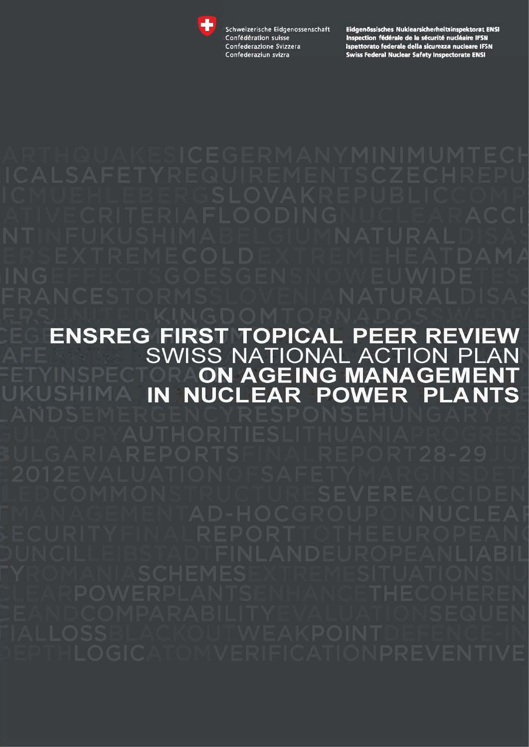Schweizerische Eidgenossenschaft
Confédération suisse
Confederazione Svizzera
Confederaziun svizra

**Eidgenössisches Nuklearsicherheitsinspektorat ENSI**
**Inspection fédérale de la sécurité nucléaire IFSN**
**Ispettorato federale della sicurezza nucleare IFSN**
**Swiss Federal Nuclear Safety Inspectorate ENSI**

# ENSREG FIRST TOPICAL PEER REVIEW

## SWISS NATIONAL ACTION PLAN

# ON AGEING MANAGEMENT IN NUCLEAR POWER PLANTS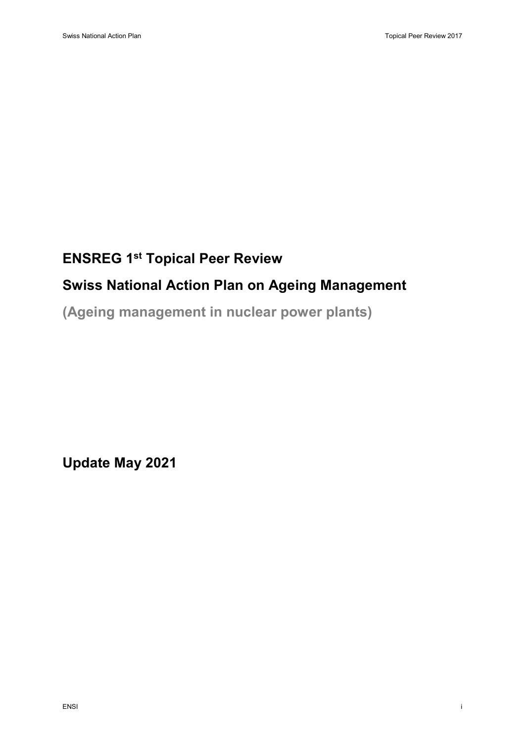# ENSREG 1st Topical Peer Review

# Swiss National Action Plan on Ageing Management

**(Ageing management in nuclear power plants)**

## Update May 2021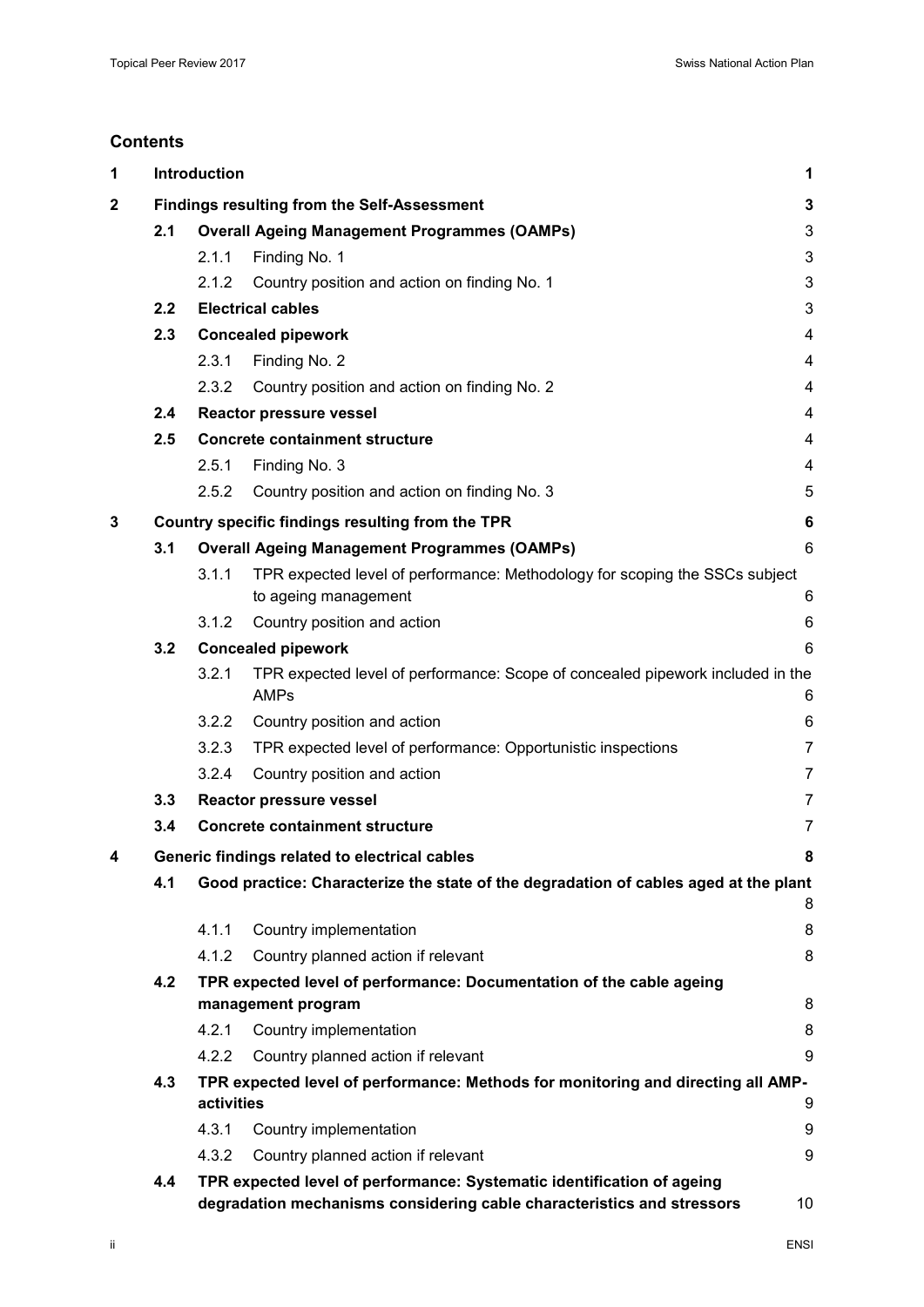## Contents

| | | | | |
|---|---|---|---|---|
| 1 | **Introduction** | | | **1** |
| 2 | **Findings resulting from the Self-Assessment** | | | **3** |
| | 2.1 | **Overall Ageing Management Programmes (OAMPs)** | | 3 |
| | | 2.1.1 | Finding No. 1 | 3 |
| | | 2.1.2 | Country position and action on finding No. 1 | 3 |
| | 2.2 | **Electrical cables** | | 3 |
| | 2.3 | **Concealed pipework** | | 4 |
| | | 2.3.1 | Finding No. 2 | 4 |
| | | 2.3.2 | Country position and action on finding No. 2 | 4 |
| | 2.4 | **Reactor pressure vessel** | | 4 |
| | 2.5 | **Concrete containment structure** | | 4 |
| | | 2.5.1 | Finding No. 3 | 4 |
| | | 2.5.2 | Country position and action on finding No. 3 | 5 |
| 3 | **Country specific findings resulting from the TPR** | | | **6** |
| | 3.1 | **Overall Ageing Management Programmes (OAMPs)** | | 6 |
| | | 3.1.1 | TPR expected level of performance: Methodology for scoping the SSCs subject to ageing management | 6 |
| | | 3.1.2 | Country position and action | 6 |
| | 3.2 | **Concealed pipework** | | 6 |
| | | 3.2.1 | TPR expected level of performance: Scope of concealed pipework included in the AMPs | 6 |
| | | 3.2.2 | Country position and action | 6 |
| | | 3.2.3 | TPR expected level of performance: Opportunistic inspections | 7 |
| | | 3.2.4 | Country position and action | 7 |
| | 3.3 | **Reactor pressure vessel** | | 7 |
| | 3.4 | **Concrete containment structure** | | 7 |
| 4 | **Generic findings related to electrical cables** | | | **8** |
| | 4.1 | **Good practice: Characterize the state of the degradation of cables aged at the plant** | | 8 |
| | | 4.1.1 | Country implementation | 8 |
| | | 4.1.2 | Country planned action if relevant | 8 |
| | 4.2 | **TPR expected level of performance: Documentation of the cable ageing management program** | | 8 |
| | | 4.2.1 | Country implementation | 8 |
| | | 4.2.2 | Country planned action if relevant | 9 |
| | 4.3 | **TPR expected level of performance: Methods for monitoring and directing all AMP-activities** | | 9 |
| | | 4.3.1 | Country implementation | 9 |
| | | 4.3.2 | Country planned action if relevant | 9 |
| | 4.4 | **TPR expected level of performance: Systematic identification of ageing degradation mechanisms considering cable characteristics and stressors** | | 10 |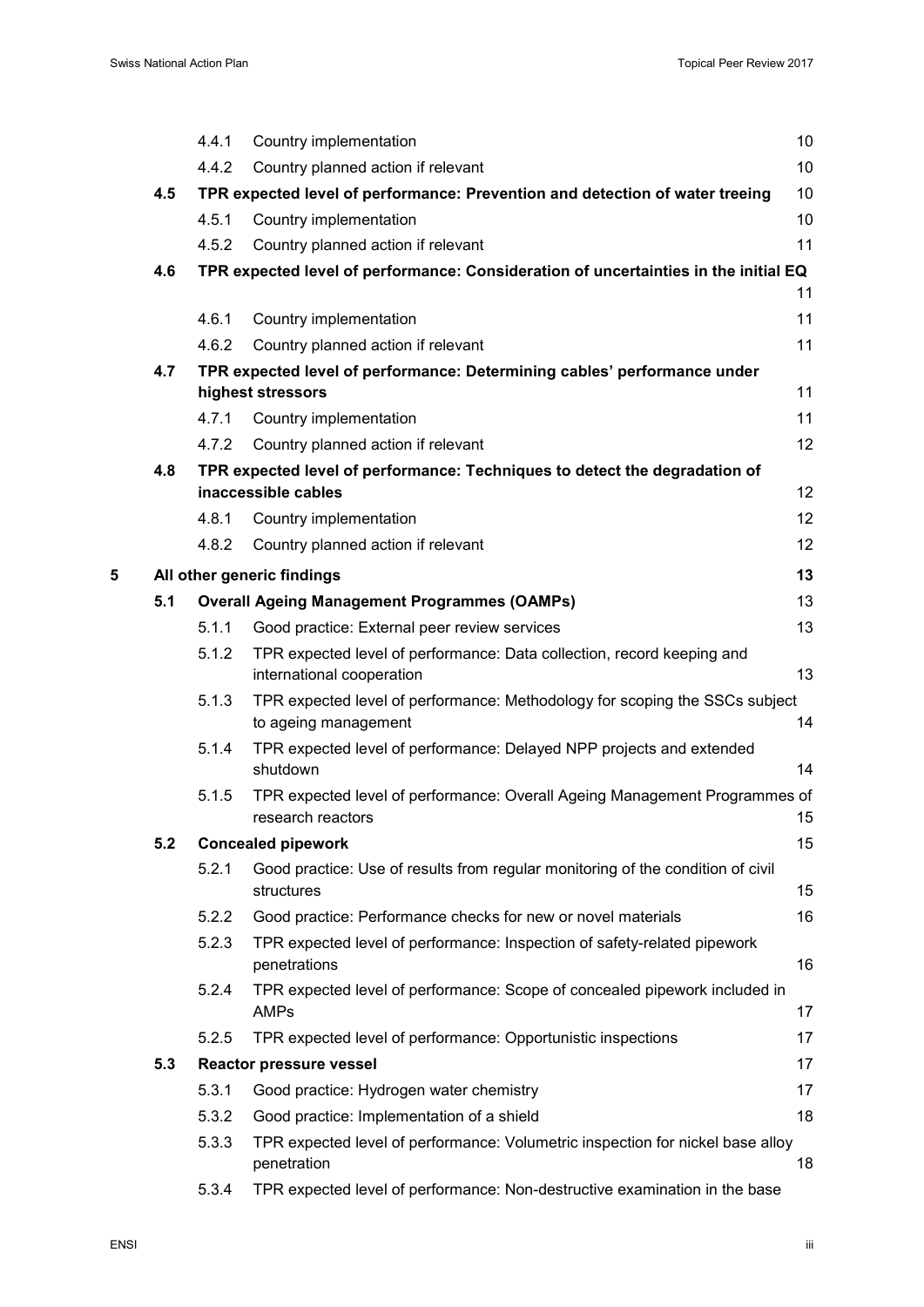| | | | |
|---|---|---|---|
| | 4.4.1 | Country implementation | 10 |
| | 4.4.2 | Country planned action if relevant | 10 |
| **4.5** | **TPR expected level of performance: Prevention and detection of water treeing** | | **10** |
| | 4.5.1 | Country implementation | 10 |
| | 4.5.2 | Country planned action if relevant | 11 |
| **4.6** | **TPR expected level of performance: Consideration of uncertainties in the initial EQ** | | **11** |
| | 4.6.1 | Country implementation | 11 |
| | 4.6.2 | Country planned action if relevant | 11 |
| **4.7** | **TPR expected level of performance: Determining cables' performance under highest stressors** | | **11** |
| | 4.7.1 | Country implementation | 11 |
| | 4.7.2 | Country planned action if relevant | 12 |
| **4.8** | **TPR expected level of performance: Techniques to detect the degradation of inaccessible cables** | | **12** |
| | 4.8.1 | Country implementation | 12 |
| | 4.8.2 | Country planned action if relevant | 12 |

| | | | | |
|---|---|---|---|---|
| **5** | **All other generic findings** | | | **13** |
| | **5.1** | **Overall Ageing Management Programmes (OAMPs)** | | **13** |
| | | 5.1.1 | Good practice: External peer review services | 13 |
| | | 5.1.2 | TPR expected level of performance: Data collection, record keeping and international cooperation | 13 |
| | | 5.1.3 | TPR expected level of performance: Methodology for scoping the SSCs subject to ageing management | 14 |
| | | 5.1.4 | TPR expected level of performance: Delayed NPP projects and extended shutdown | 14 |
| | | 5.1.5 | TPR expected level of performance: Overall Ageing Management Programmes of research reactors | 15 |
| | **5.2** | **Concealed pipework** | | **15** |
| | | 5.2.1 | Good practice: Use of results from regular monitoring of the condition of civil structures | 15 |
| | | 5.2.2 | Good practice: Performance checks for new or novel materials | 16 |
| | | 5.2.3 | TPR expected level of performance: Inspection of safety-related pipework penetrations | 16 |
| | | 5.2.4 | TPR expected level of performance: Scope of concealed pipework included in AMPs | 17 |
| | | 5.2.5 | TPR expected level of performance: Opportunistic inspections | 17 |
| | **5.3** | **Reactor pressure vessel** | | **17** |
| | | 5.3.1 | Good practice: Hydrogen water chemistry | 17 |
| | | 5.3.2 | Good practice: Implementation of a shield | 18 |
| | | 5.3.3 | TPR expected level of performance: Volumetric inspection for nickel base alloy penetration | 18 |
| | | 5.3.4 | TPR expected level of performance: Non-destructive examination in the base | |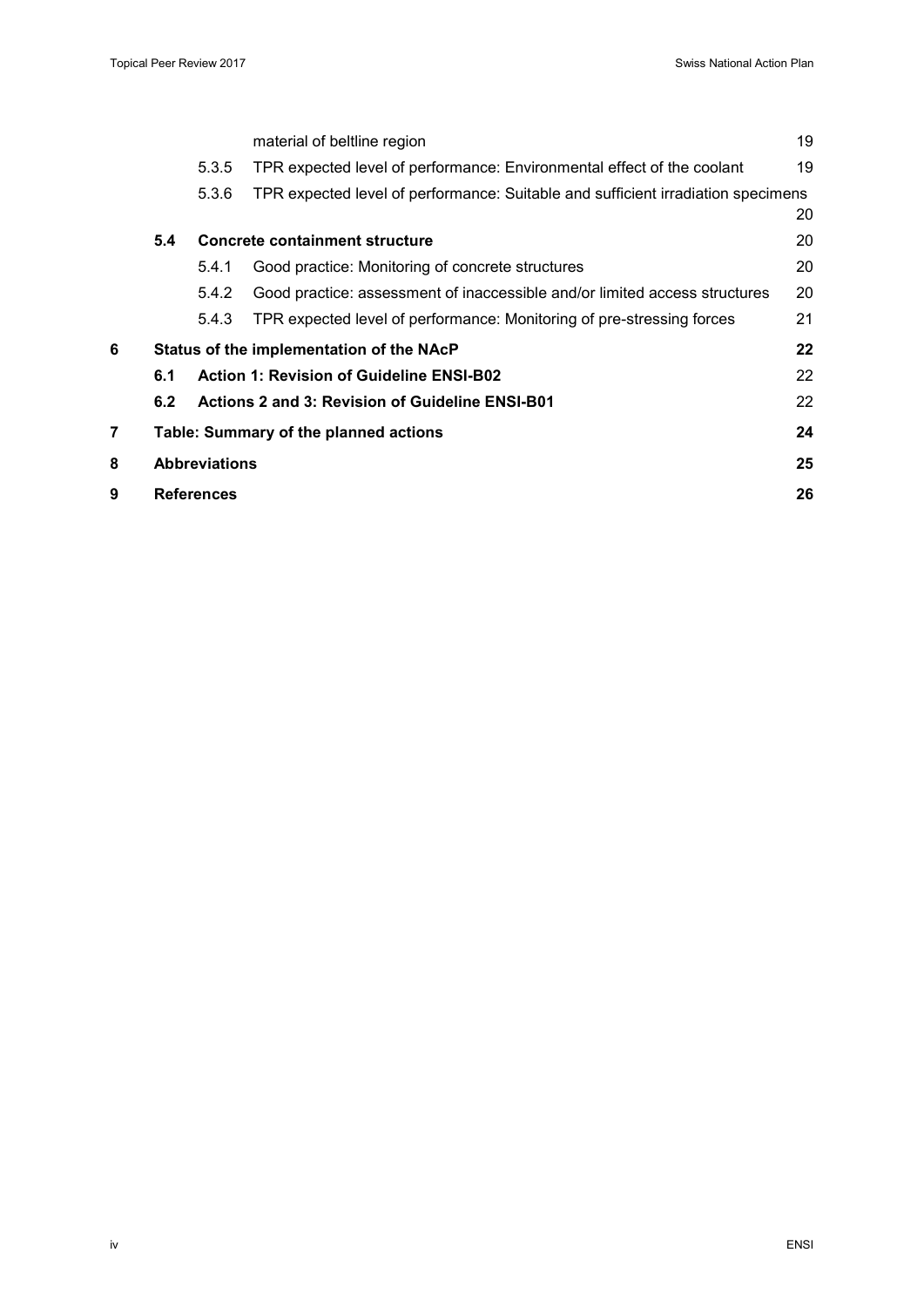| | | | |
|---|---|---|---|
| | | material of beltline region | 19 |
| | 5.3.5 | TPR expected level of performance: Environmental effect of the coolant | 19 |
| | 5.3.6 | TPR expected level of performance: Suitable and sufficient irradiation specimens | 20 |
| 5.4 | | **Concrete containment structure** | 20 |
| | 5.4.1 | Good practice: Monitoring of concrete structures | 20 |
| | 5.4.2 | Good practice: assessment of inaccessible and/or limited access structures | 20 |
| | 5.4.3 | TPR expected level of performance: Monitoring of pre-stressing forces | 21 |

| | | | |
|---|---|---|---|
| **6** | | **Status of the implementation of the NAcP** | **22** |
| | **6.1** | **Action 1: Revision of Guideline ENSI-B02** | 22 |
| | **6.2** | **Actions 2 and 3: Revision of Guideline ENSI-B01** | 22 |
| **7** | | **Table: Summary of the planned actions** | **24** |
| **8** | | **Abbreviations** | **25** |
| **9** | | **References** | **26** |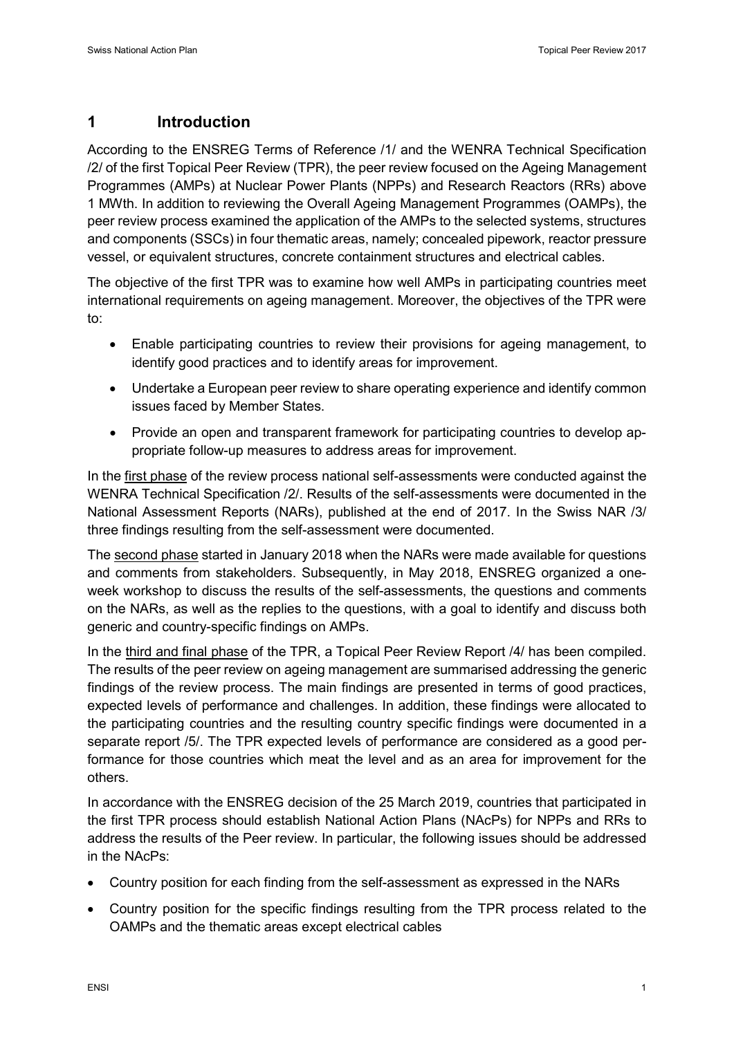# 1 Introduction

According to the ENSREG Terms of Reference /1/ and the WENRA Technical Specification /2/ of the first Topical Peer Review (TPR), the peer review focused on the Ageing Management Programmes (AMPs) at Nuclear Power Plants (NPPs) and Research Reactors (RRs) above 1 MWth. In addition to reviewing the Overall Ageing Management Programmes (OAMPs), the peer review process examined the application of the AMPs to the selected systems, structures and components (SSCs) in four thematic areas, namely; concealed pipework, reactor pressure vessel, or equivalent structures, concrete containment structures and electrical cables.

The objective of the first TPR was to examine how well AMPs in participating countries meet international requirements on ageing management. Moreover, the objectives of the TPR were to:

- Enable participating countries to review their provisions for ageing management, to identify good practices and to identify areas for improvement.
- Undertake a European peer review to share operating experience and identify common issues faced by Member States.
- Provide an open and transparent framework for participating countries to develop appropriate follow-up measures to address areas for improvement.

In the first phase of the review process national self-assessments were conducted against the WENRA Technical Specification /2/. Results of the self-assessments were documented in the National Assessment Reports (NARs), published at the end of 2017. In the Swiss NAR /3/ three findings resulting from the self-assessment were documented.

The second phase started in January 2018 when the NARs were made available for questions and comments from stakeholders. Subsequently, in May 2018, ENSREG organized a one-week workshop to discuss the results of the self-assessments, the questions and comments on the NARs, as well as the replies to the questions, with a goal to identify and discuss both generic and country-specific findings on AMPs.

In the third and final phase of the TPR, a Topical Peer Review Report /4/ has been compiled. The results of the peer review on ageing management are summarised addressing the generic findings of the review process. The main findings are presented in terms of good practices, expected levels of performance and challenges. In addition, these findings were allocated to the participating countries and the resulting country specific findings were documented in a separate report /5/. The TPR expected levels of performance are considered as a good performance for those countries which meat the level and as an area for improvement for the others.

In accordance with the ENSREG decision of the 25 March 2019, countries that participated in the first TPR process should establish National Action Plans (NAcPs) for NPPs and RRs to address the results of the Peer review. In particular, the following issues should be addressed in the NAcPs:

- Country position for each finding from the self-assessment as expressed in the NARs
- Country position for the specific findings resulting from the TPR process related to the OAMPs and the thematic areas except electrical cables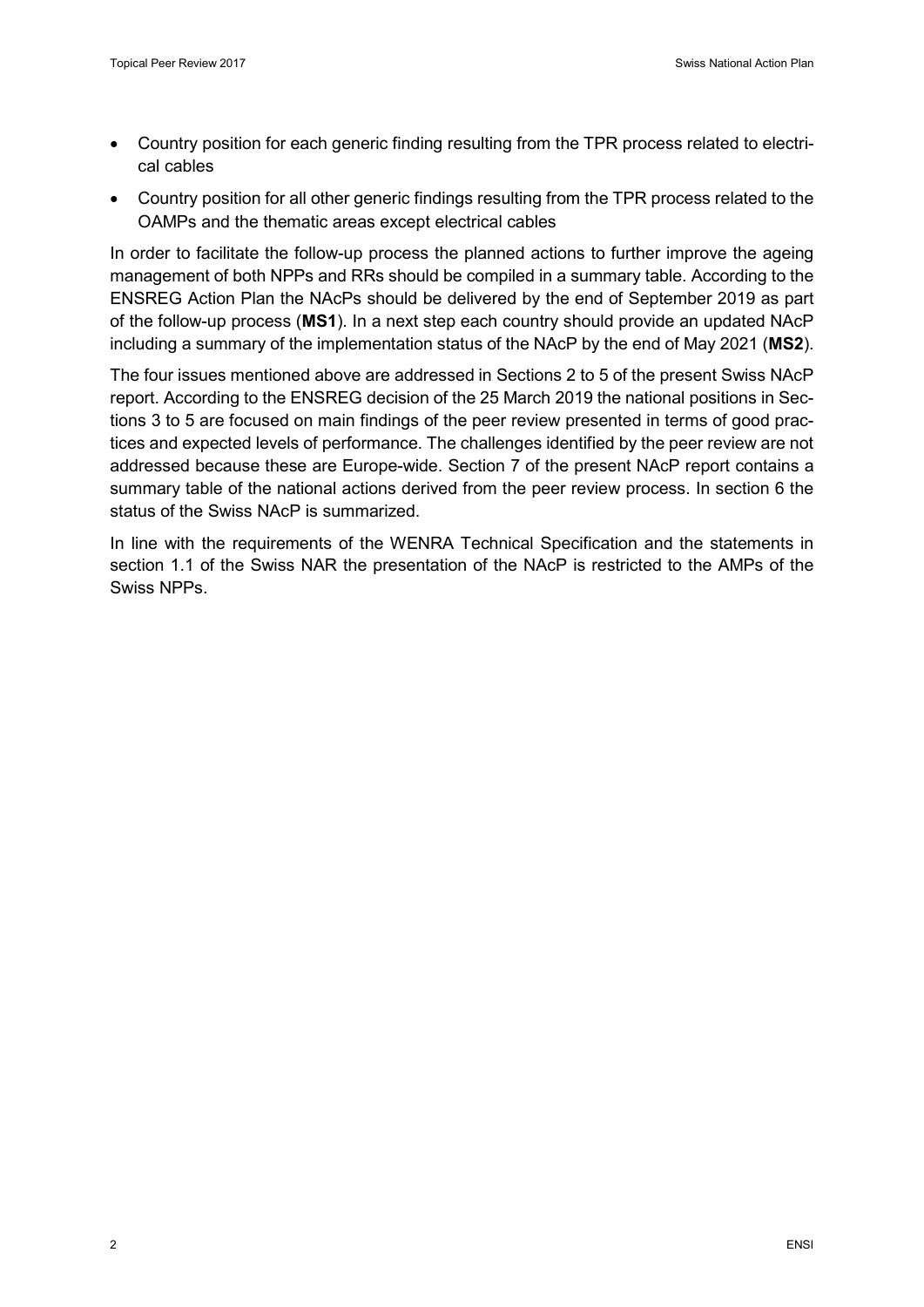- Country position for each generic finding resulting from the TPR process related to electrical cables
- Country position for all other generic findings resulting from the TPR process related to the OAMPs and the thematic areas except electrical cables

In order to facilitate the follow-up process the planned actions to further improve the ageing management of both NPPs and RRs should be compiled in a summary table. According to the ENSREG Action Plan the NAcPs should be delivered by the end of September 2019 as part of the follow-up process (**MS1**). In a next step each country should provide an updated NAcP including a summary of the implementation status of the NAcP by the end of May 2021 (**MS2**).

The four issues mentioned above are addressed in Sections 2 to 5 of the present Swiss NAcP report. According to the ENSREG decision of the 25 March 2019 the national positions in Sections 3 to 5 are focused on main findings of the peer review presented in terms of good practices and expected levels of performance. The challenges identified by the peer review are not addressed because these are Europe-wide. Section 7 of the present NAcP report contains a summary table of the national actions derived from the peer review process. In section 6 the status of the Swiss NAcP is summarized.

In line with the requirements of the WENRA Technical Specification and the statements in section 1.1 of the Swiss NAR the presentation of the NAcP is restricted to the AMPs of the Swiss NPPs.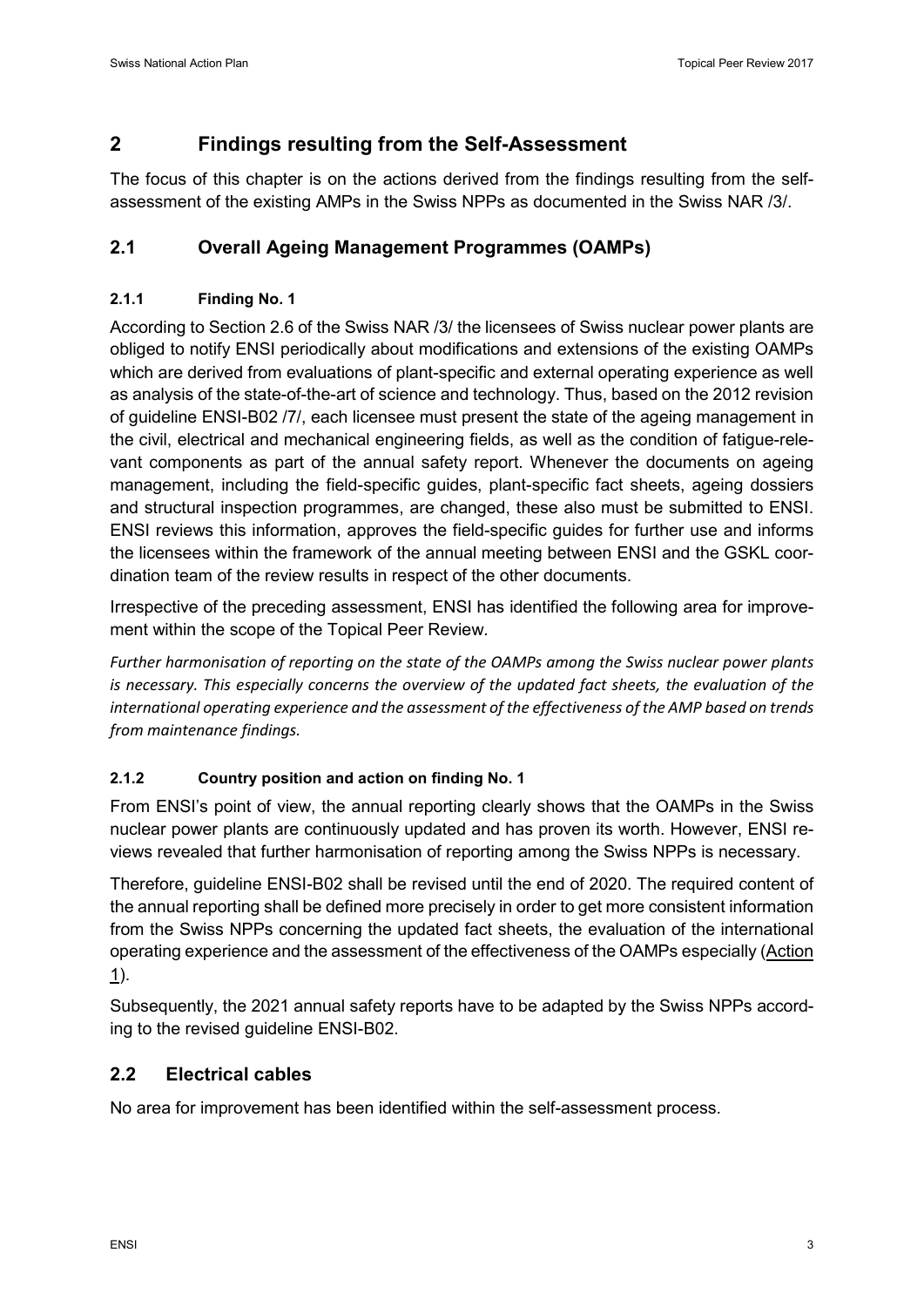# 2 Findings resulting from the Self-Assessment

The focus of this chapter is on the actions derived from the findings resulting from the self-assessment of the existing AMPs in the Swiss NPPs as documented in the Swiss NAR /3/.

## 2.1 Overall Ageing Management Programmes (OAMPs)

### 2.1.1 Finding No. 1

According to Section 2.6 of the Swiss NAR /3/ the licensees of Swiss nuclear power plants are obliged to notify ENSI periodically about modifications and extensions of the existing OAMPs which are derived from evaluations of plant-specific and external operating experience as well as analysis of the state-of-the-art of science and technology. Thus, based on the 2012 revision of guideline ENSI-B02 /7/, each licensee must present the state of the ageing management in the civil, electrical and mechanical engineering fields, as well as the condition of fatigue-relevant components as part of the annual safety report. Whenever the documents on ageing management, including the field-specific guides, plant-specific fact sheets, ageing dossiers and structural inspection programmes, are changed, these also must be submitted to ENSI. ENSI reviews this information, approves the field-specific guides for further use and informs the licensees within the framework of the annual meeting between ENSI and the GSKL coordination team of the review results in respect of the other documents.

Irrespective of the preceding assessment, ENSI has identified the following area for improvement within the scope of the Topical Peer Review.

*Further harmonisation of reporting on the state of the OAMPs among the Swiss nuclear power plants is necessary. This especially concerns the overview of the updated fact sheets, the evaluation of the international operating experience and the assessment of the effectiveness of the AMP based on trends from maintenance findings.*

### 2.1.2 Country position and action on finding No. 1

From ENSI's point of view, the annual reporting clearly shows that the OAMPs in the Swiss nuclear power plants are continuously updated and has proven its worth. However, ENSI reviews revealed that further harmonisation of reporting among the Swiss NPPs is necessary.

Therefore, guideline ENSI-B02 shall be revised until the end of 2020. The required content of the annual reporting shall be defined more precisely in order to get more consistent information from the Swiss NPPs concerning the updated fact sheets, the evaluation of the international operating experience and the assessment of the effectiveness of the OAMPs especially (Action 1).

Subsequently, the 2021 annual safety reports have to be adapted by the Swiss NPPs according to the revised guideline ENSI-B02.

## 2.2 Electrical cables

No area for improvement has been identified within the self-assessment process.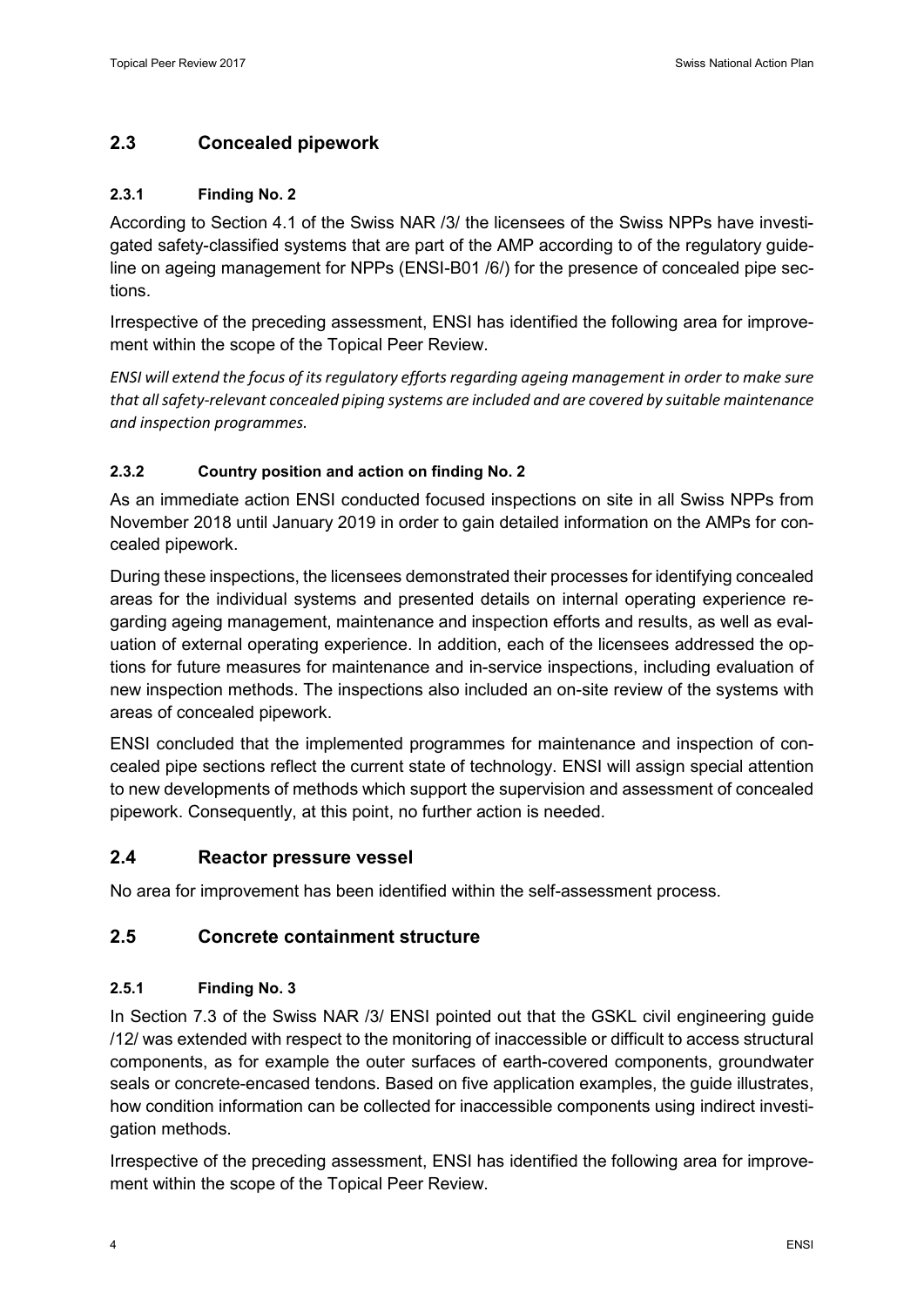## 2.3 Concealed pipework

### 2.3.1 Finding No. 2

According to Section 4.1 of the Swiss NAR /3/ the licensees of the Swiss NPPs have investigated safety-classified systems that are part of the AMP according to of the regulatory guideline on ageing management for NPPs (ENSI-B01 /6/) for the presence of concealed pipe sections.

Irrespective of the preceding assessment, ENSI has identified the following area for improvement within the scope of the Topical Peer Review.

*ENSI will extend the focus of its regulatory efforts regarding ageing management in order to make sure that all safety-relevant concealed piping systems are included and are covered by suitable maintenance and inspection programmes.*

### 2.3.2 Country position and action on finding No. 2

As an immediate action ENSI conducted focused inspections on site in all Swiss NPPs from November 2018 until January 2019 in order to gain detailed information on the AMPs for concealed pipework.

During these inspections, the licensees demonstrated their processes for identifying concealed areas for the individual systems and presented details on internal operating experience regarding ageing management, maintenance and inspection efforts and results, as well as evaluation of external operating experience. In addition, each of the licensees addressed the options for future measures for maintenance and in-service inspections, including evaluation of new inspection methods. The inspections also included an on-site review of the systems with areas of concealed pipework.

ENSI concluded that the implemented programmes for maintenance and inspection of concealed pipe sections reflect the current state of technology. ENSI will assign special attention to new developments of methods which support the supervision and assessment of concealed pipework. Consequently, at this point, no further action is needed.

## 2.4 Reactor pressure vessel

No area for improvement has been identified within the self-assessment process.

## 2.5 Concrete containment structure

### 2.5.1 Finding No. 3

In Section 7.3 of the Swiss NAR /3/ ENSI pointed out that the GSKL civil engineering guide /12/ was extended with respect to the monitoring of inaccessible or difficult to access structural components, as for example the outer surfaces of earth-covered components, groundwater seals or concrete-encased tendons. Based on five application examples, the guide illustrates, how condition information can be collected for inaccessible components using indirect investigation methods.

Irrespective of the preceding assessment, ENSI has identified the following area for improvement within the scope of the Topical Peer Review.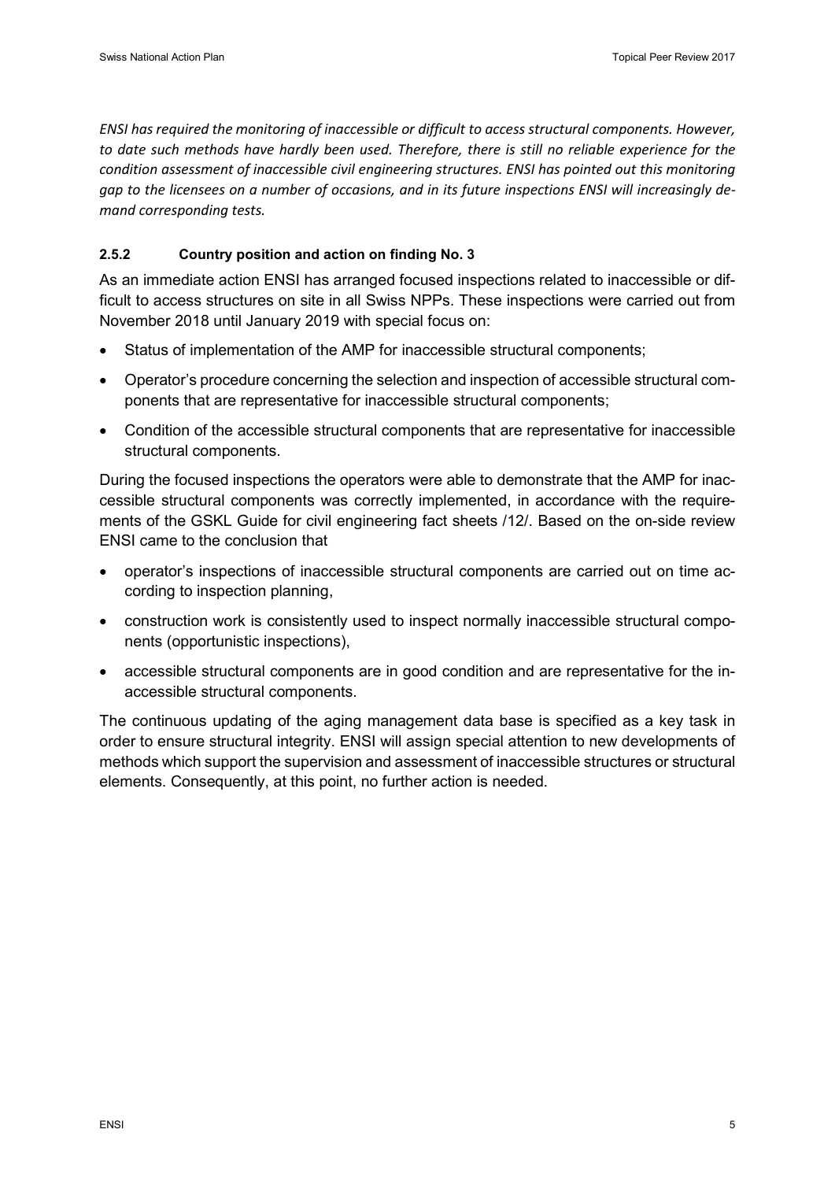*ENSI has required the monitoring of inaccessible or difficult to access structural components. However, to date such methods have hardly been used. Therefore, there is still no reliable experience for the condition assessment of inaccessible civil engineering structures. ENSI has pointed out this monitoring gap to the licensees on a number of occasions, and in its future inspections ENSI will increasingly demand corresponding tests.*

#### 2.5.2 Country position and action on finding No. 3

As an immediate action ENSI has arranged focused inspections related to inaccessible or difficult to access structures on site in all Swiss NPPs. These inspections were carried out from November 2018 until January 2019 with special focus on:

- Status of implementation of the AMP for inaccessible structural components;
- Operator's procedure concerning the selection and inspection of accessible structural components that are representative for inaccessible structural components;
- Condition of the accessible structural components that are representative for inaccessible structural components.

During the focused inspections the operators were able to demonstrate that the AMP for inaccessible structural components was correctly implemented, in accordance with the requirements of the GSKL Guide for civil engineering fact sheets /12/. Based on the on-side review ENSI came to the conclusion that

- operator's inspections of inaccessible structural components are carried out on time according to inspection planning,
- construction work is consistently used to inspect normally inaccessible structural components (opportunistic inspections),
- accessible structural components are in good condition and are representative for the inaccessible structural components.

The continuous updating of the aging management data base is specified as a key task in order to ensure structural integrity. ENSI will assign special attention to new developments of methods which support the supervision and assessment of inaccessible structures or structural elements. Consequently, at this point, no further action is needed.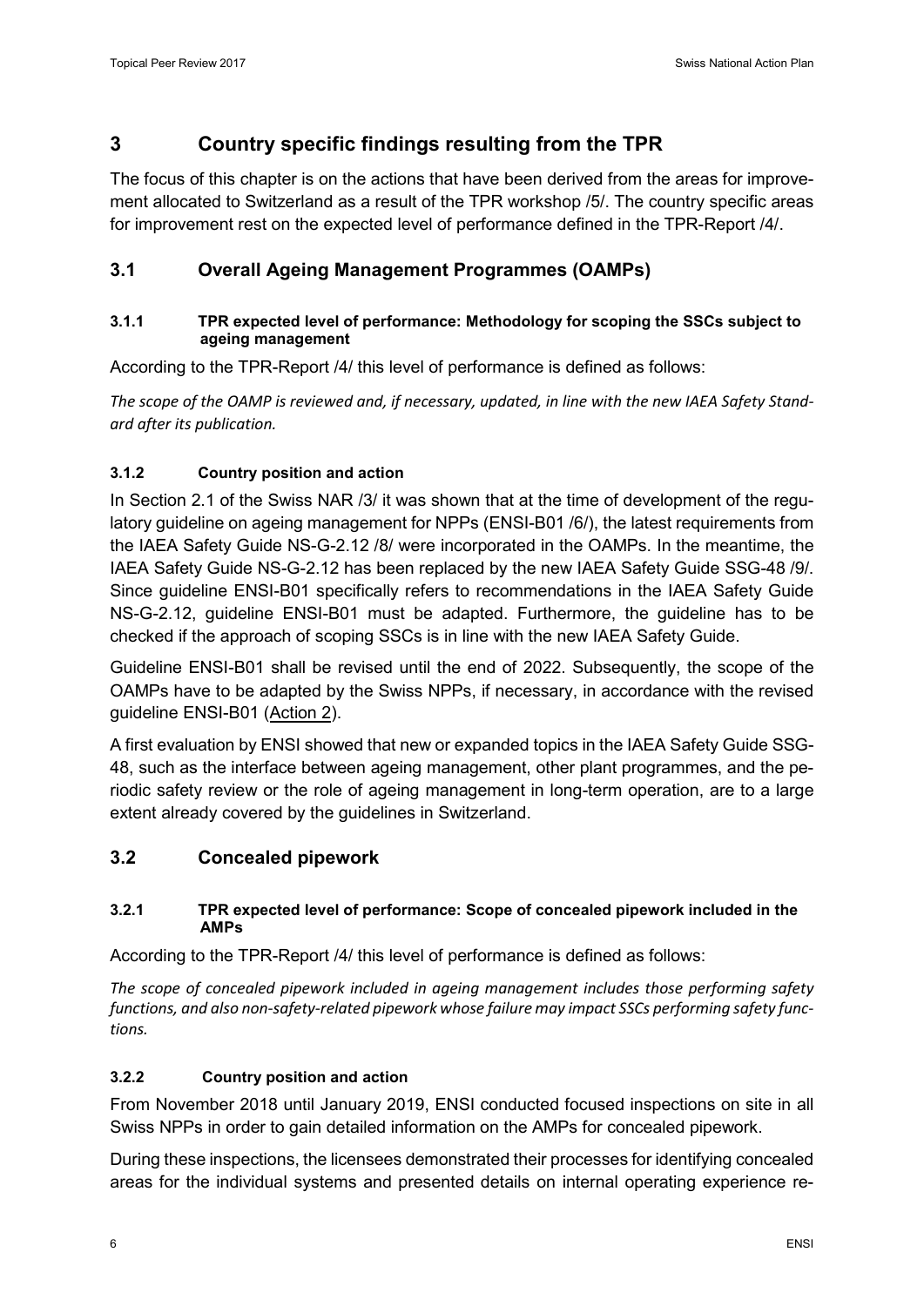# 3 Country specific findings resulting from the TPR

The focus of this chapter is on the actions that have been derived from the areas for improvement allocated to Switzerland as a result of the TPR workshop /5/. The country specific areas for improvement rest on the expected level of performance defined in the TPR-Report /4/.

## 3.1 Overall Ageing Management Programmes (OAMPs)

### 3.1.1 TPR expected level of performance: Methodology for scoping the SSCs subject to ageing management

According to the TPR-Report /4/ this level of performance is defined as follows:

*The scope of the OAMP is reviewed and, if necessary, updated, in line with the new IAEA Safety Standard after its publication.*

### 3.1.2 Country position and action

In Section 2.1 of the Swiss NAR /3/ it was shown that at the time of development of the regulatory guideline on ageing management for NPPs (ENSI-B01 /6/), the latest requirements from the IAEA Safety Guide NS-G-2.12 /8/ were incorporated in the OAMPs. In the meantime, the IAEA Safety Guide NS-G-2.12 has been replaced by the new IAEA Safety Guide SSG-48 /9/. Since guideline ENSI-B01 specifically refers to recommendations in the IAEA Safety Guide NS-G-2.12, guideline ENSI-B01 must be adapted. Furthermore, the guideline has to be checked if the approach of scoping SSCs is in line with the new IAEA Safety Guide.

Guideline ENSI-B01 shall be revised until the end of 2022. Subsequently, the scope of the OAMPs have to be adapted by the Swiss NPPs, if necessary, in accordance with the revised guideline ENSI-B01 (Action 2).

A first evaluation by ENSI showed that new or expanded topics in the IAEA Safety Guide SSG-48, such as the interface between ageing management, other plant programmes, and the periodic safety review or the role of ageing management in long-term operation, are to a large extent already covered by the guidelines in Switzerland.

## 3.2 Concealed pipework

### 3.2.1 TPR expected level of performance: Scope of concealed pipework included in the AMPs

According to the TPR-Report /4/ this level of performance is defined as follows:

*The scope of concealed pipework included in ageing management includes those performing safety functions, and also non-safety-related pipework whose failure may impact SSCs performing safety functions.*

### 3.2.2 Country position and action

From November 2018 until January 2019, ENSI conducted focused inspections on site in all Swiss NPPs in order to gain detailed information on the AMPs for concealed pipework.

During these inspections, the licensees demonstrated their processes for identifying concealed areas for the individual systems and presented details on internal operating experience re-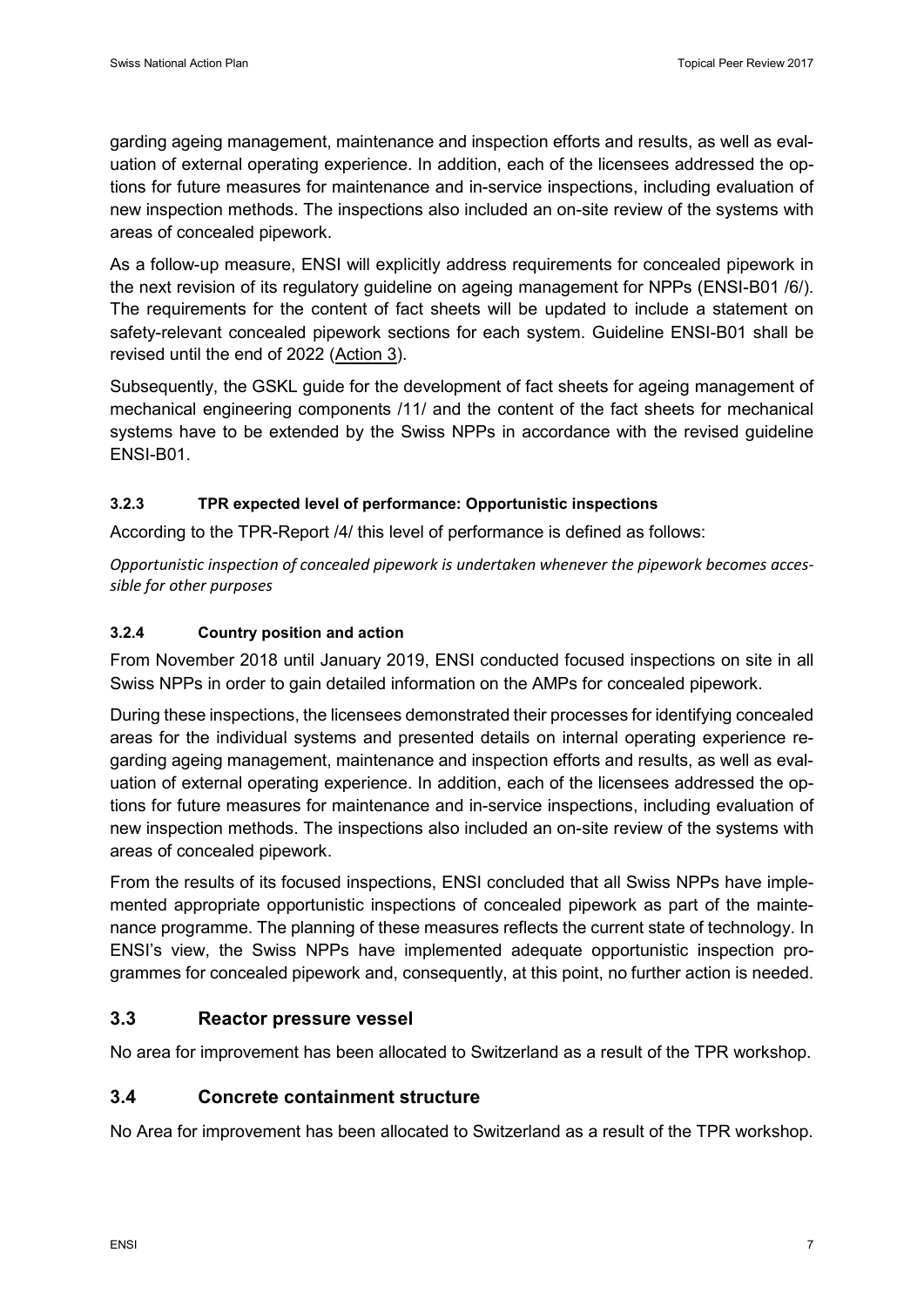garding ageing management, maintenance and inspection efforts and results, as well as evaluation of external operating experience. In addition, each of the licensees addressed the options for future measures for maintenance and in-service inspections, including evaluation of new inspection methods. The inspections also included an on-site review of the systems with areas of concealed pipework.

As a follow-up measure, ENSI will explicitly address requirements for concealed pipework in the next revision of its regulatory guideline on ageing management for NPPs (ENSI-B01 /6/). The requirements for the content of fact sheets will be updated to include a statement on safety-relevant concealed pipework sections for each system. Guideline ENSI-B01 shall be revised until the end of 2022 (Action 3).

Subsequently, the GSKL guide for the development of fact sheets for ageing management of mechanical engineering components /11/ and the content of the fact sheets for mechanical systems have to be extended by the Swiss NPPs in accordance with the revised guideline ENSI-B01.

#### 3.2.3 TPR expected level of performance: Opportunistic inspections

According to the TPR-Report /4/ this level of performance is defined as follows:

*Opportunistic inspection of concealed pipework is undertaken whenever the pipework becomes accessible for other purposes*

#### 3.2.4 Country position and action

From November 2018 until January 2019, ENSI conducted focused inspections on site in all Swiss NPPs in order to gain detailed information on the AMPs for concealed pipework.

During these inspections, the licensees demonstrated their processes for identifying concealed areas for the individual systems and presented details on internal operating experience regarding ageing management, maintenance and inspection efforts and results, as well as evaluation of external operating experience. In addition, each of the licensees addressed the options for future measures for maintenance and in-service inspections, including evaluation of new inspection methods. The inspections also included an on-site review of the systems with areas of concealed pipework.

From the results of its focused inspections, ENSI concluded that all Swiss NPPs have implemented appropriate opportunistic inspections of concealed pipework as part of the maintenance programme. The planning of these measures reflects the current state of technology. In ENSI's view, the Swiss NPPs have implemented adequate opportunistic inspection programmes for concealed pipework and, consequently, at this point, no further action is needed.

### 3.3 Reactor pressure vessel

No area for improvement has been allocated to Switzerland as a result of the TPR workshop.

### 3.4 Concrete containment structure

No Area for improvement has been allocated to Switzerland as a result of the TPR workshop.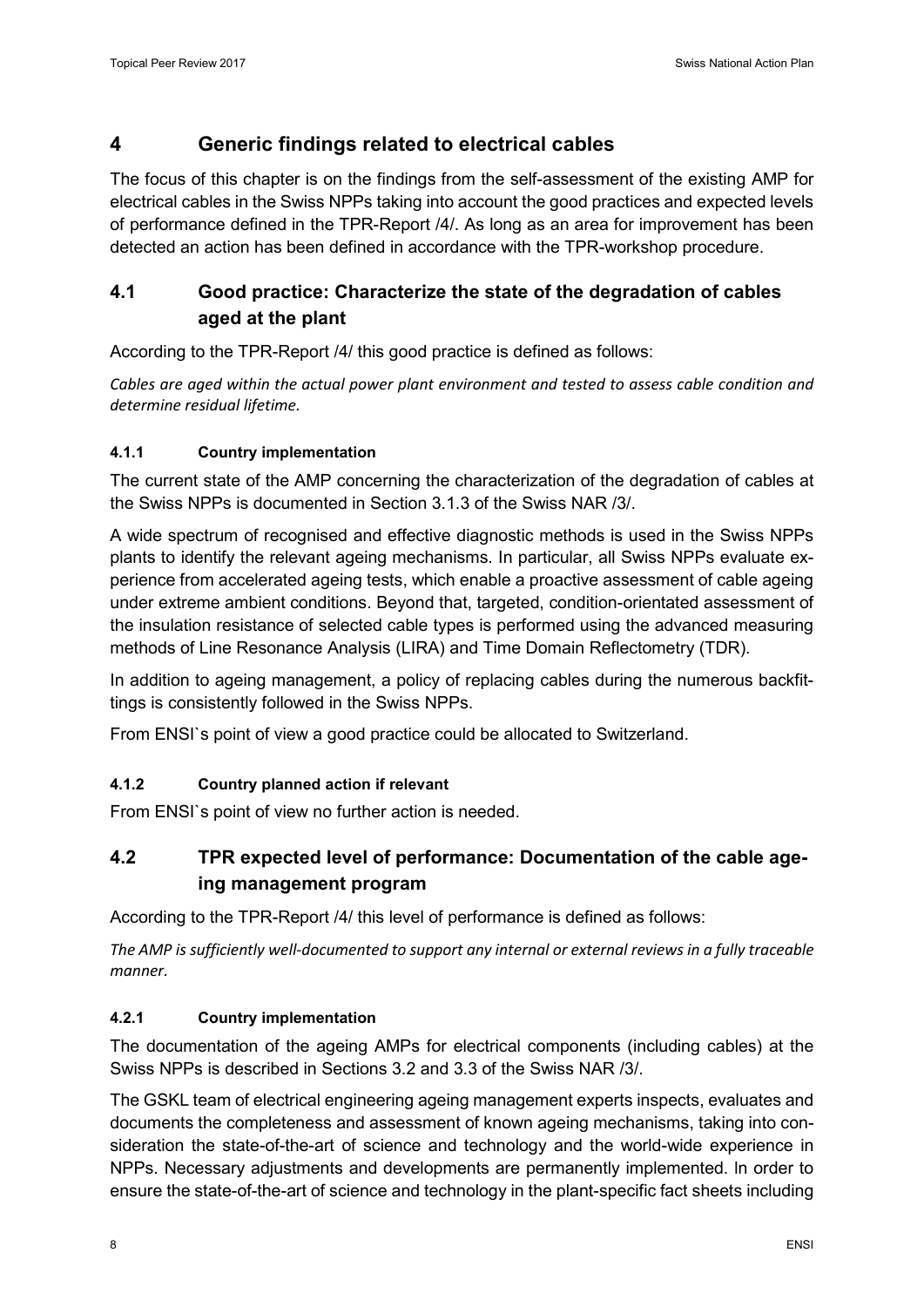# 4 Generic findings related to electrical cables

The focus of this chapter is on the findings from the self-assessment of the existing AMP for electrical cables in the Swiss NPPs taking into account the good practices and expected levels of performance defined in the TPR-Report /4/. As long as an area for improvement has been detected an action has been defined in accordance with the TPR-workshop procedure.

## 4.1 Good practice: Characterize the state of the degradation of cables aged at the plant

According to the TPR-Report /4/ this good practice is defined as follows:

*Cables are aged within the actual power plant environment and tested to assess cable condition and determine residual lifetime.*

### 4.1.1 Country implementation

The current state of the AMP concerning the characterization of the degradation of cables at the Swiss NPPs is documented in Section 3.1.3 of the Swiss NAR /3/.

A wide spectrum of recognised and effective diagnostic methods is used in the Swiss NPPs plants to identify the relevant ageing mechanisms. In particular, all Swiss NPPs evaluate experience from accelerated ageing tests, which enable a proactive assessment of cable ageing under extreme ambient conditions. Beyond that, targeted, condition-orientated assessment of the insulation resistance of selected cable types is performed using the advanced measuring methods of Line Resonance Analysis (LIRA) and Time Domain Reflectometry (TDR).

In addition to ageing management, a policy of replacing cables during the numerous backfittings is consistently followed in the Swiss NPPs.

From ENSI`s point of view a good practice could be allocated to Switzerland.

### 4.1.2 Country planned action if relevant

From ENSI`s point of view no further action is needed.

## 4.2 TPR expected level of performance: Documentation of the cable ageing management program

According to the TPR-Report /4/ this level of performance is defined as follows:

*The AMP is sufficiently well-documented to support any internal or external reviews in a fully traceable manner.*

### 4.2.1 Country implementation

The documentation of the ageing AMPs for electrical components (including cables) at the Swiss NPPs is described in Sections 3.2 and 3.3 of the Swiss NAR /3/.

The GSKL team of electrical engineering ageing management experts inspects, evaluates and documents the completeness and assessment of known ageing mechanisms, taking into consideration the state-of-the-art of science and technology and the world-wide experience in NPPs. Necessary adjustments and developments are permanently implemented. In order to ensure the state-of-the-art of science and technology in the plant-specific fact sheets including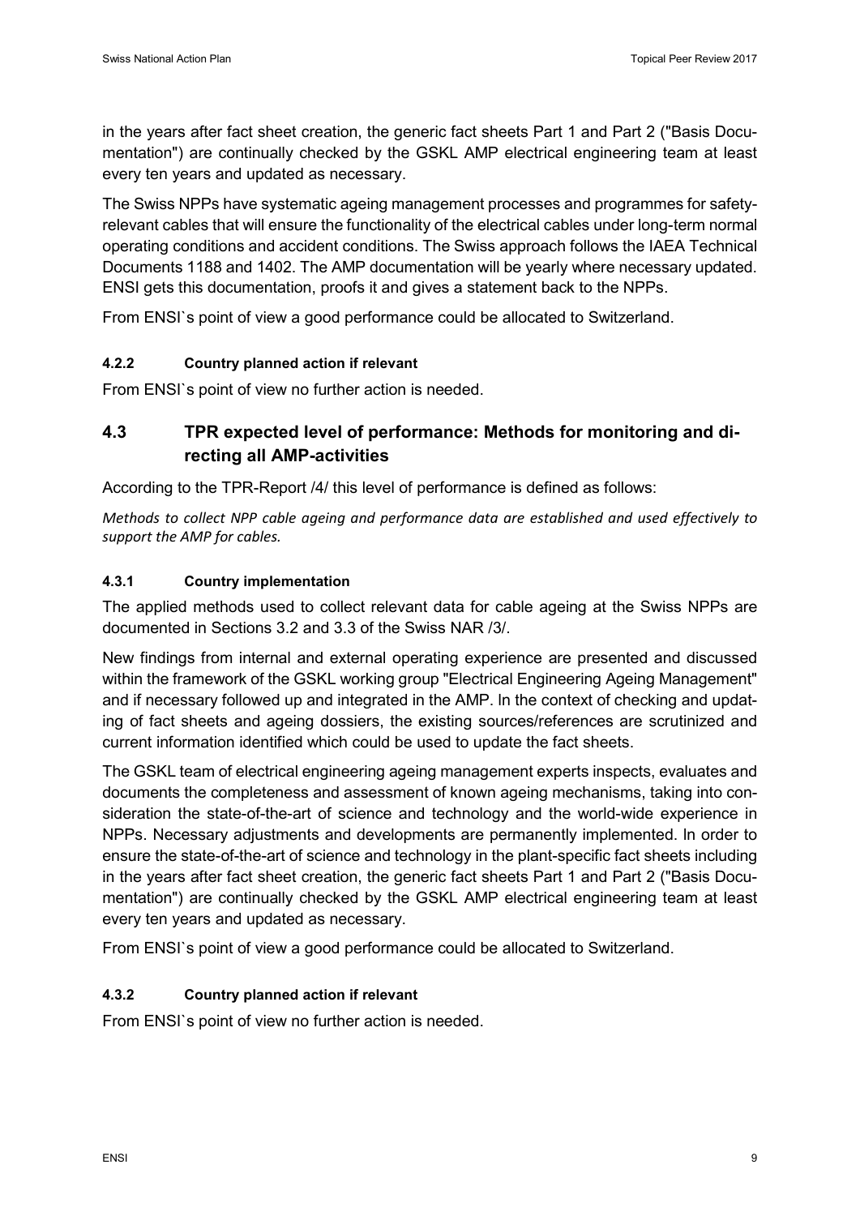in the years after fact sheet creation, the generic fact sheets Part 1 and Part 2 ("Basis Documentation") are continually checked by the GSKL AMP electrical engineering team at least every ten years and updated as necessary.

The Swiss NPPs have systematic ageing management processes and programmes for safety-relevant cables that will ensure the functionality of the electrical cables under long-term normal operating conditions and accident conditions. The Swiss approach follows the IAEA Technical Documents 1188 and 1402. The AMP documentation will be yearly where necessary updated. ENSI gets this documentation, proofs it and gives a statement back to the NPPs.

From ENSI`s point of view a good performance could be allocated to Switzerland.

#### 4.2.2 Country planned action if relevant

From ENSI`s point of view no further action is needed.

### 4.3 TPR expected level of performance: Methods for monitoring and directing all AMP-activities

According to the TPR-Report /4/ this level of performance is defined as follows:

*Methods to collect NPP cable ageing and performance data are established and used effectively to support the AMP for cables.*

#### 4.3.1 Country implementation

The applied methods used to collect relevant data for cable ageing at the Swiss NPPs are documented in Sections 3.2 and 3.3 of the Swiss NAR /3/.

New findings from internal and external operating experience are presented and discussed within the framework of the GSKL working group "Electrical Engineering Ageing Management" and if necessary followed up and integrated in the AMP. In the context of checking and updating of fact sheets and ageing dossiers, the existing sources/references are scrutinized and current information identified which could be used to update the fact sheets.

The GSKL team of electrical engineering ageing management experts inspects, evaluates and documents the completeness and assessment of known ageing mechanisms, taking into consideration the state-of-the-art of science and technology and the world-wide experience in NPPs. Necessary adjustments and developments are permanently implemented. In order to ensure the state-of-the-art of science and technology in the plant-specific fact sheets including in the years after fact sheet creation, the generic fact sheets Part 1 and Part 2 ("Basis Documentation") are continually checked by the GSKL AMP electrical engineering team at least every ten years and updated as necessary.

From ENSI`s point of view a good performance could be allocated to Switzerland.

#### 4.3.2 Country planned action if relevant

From ENSI`s point of view no further action is needed.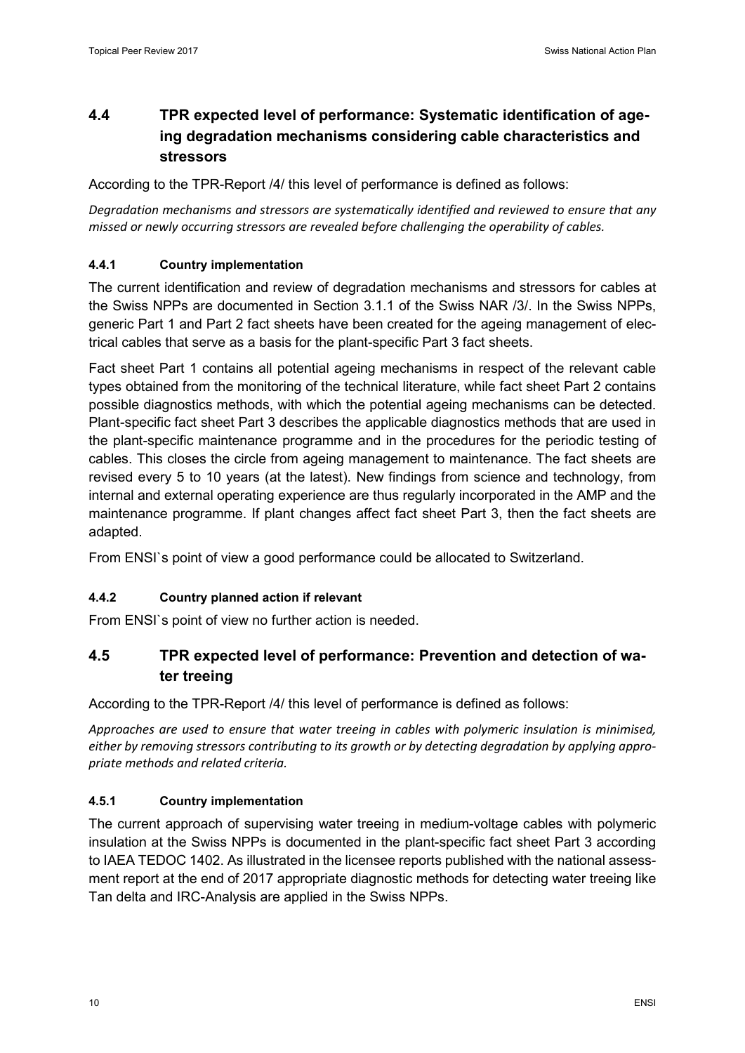## 4.4 TPR expected level of performance: Systematic identification of ageing degradation mechanisms considering cable characteristics and stressors

According to the TPR-Report /4/ this level of performance is defined as follows:

*Degradation mechanisms and stressors are systematically identified and reviewed to ensure that any missed or newly occurring stressors are revealed before challenging the operability of cables.*

### 4.4.1 Country implementation

The current identification and review of degradation mechanisms and stressors for cables at the Swiss NPPs are documented in Section 3.1.1 of the Swiss NAR /3/. In the Swiss NPPs, generic Part 1 and Part 2 fact sheets have been created for the ageing management of electrical cables that serve as a basis for the plant-specific Part 3 fact sheets.

Fact sheet Part 1 contains all potential ageing mechanisms in respect of the relevant cable types obtained from the monitoring of the technical literature, while fact sheet Part 2 contains possible diagnostics methods, with which the potential ageing mechanisms can be detected. Plant-specific fact sheet Part 3 describes the applicable diagnostics methods that are used in the plant-specific maintenance programme and in the procedures for the periodic testing of cables. This closes the circle from ageing management to maintenance. The fact sheets are revised every 5 to 10 years (at the latest). New findings from science and technology, from internal and external operating experience are thus regularly incorporated in the AMP and the maintenance programme. If plant changes affect fact sheet Part 3, then the fact sheets are adapted.

From ENSI`s point of view a good performance could be allocated to Switzerland.

### 4.4.2 Country planned action if relevant

From ENSI`s point of view no further action is needed.

## 4.5 TPR expected level of performance: Prevention and detection of water treeing

According to the TPR-Report /4/ this level of performance is defined as follows:

*Approaches are used to ensure that water treeing in cables with polymeric insulation is minimised, either by removing stressors contributing to its growth or by detecting degradation by applying appropriate methods and related criteria.*

### 4.5.1 Country implementation

The current approach of supervising water treeing in medium-voltage cables with polymeric insulation at the Swiss NPPs is documented in the plant-specific fact sheet Part 3 according to IAEA TEDOC 1402. As illustrated in the licensee reports published with the national assessment report at the end of 2017 appropriate diagnostic methods for detecting water treeing like Tan delta and IRC-Analysis are applied in the Swiss NPPs.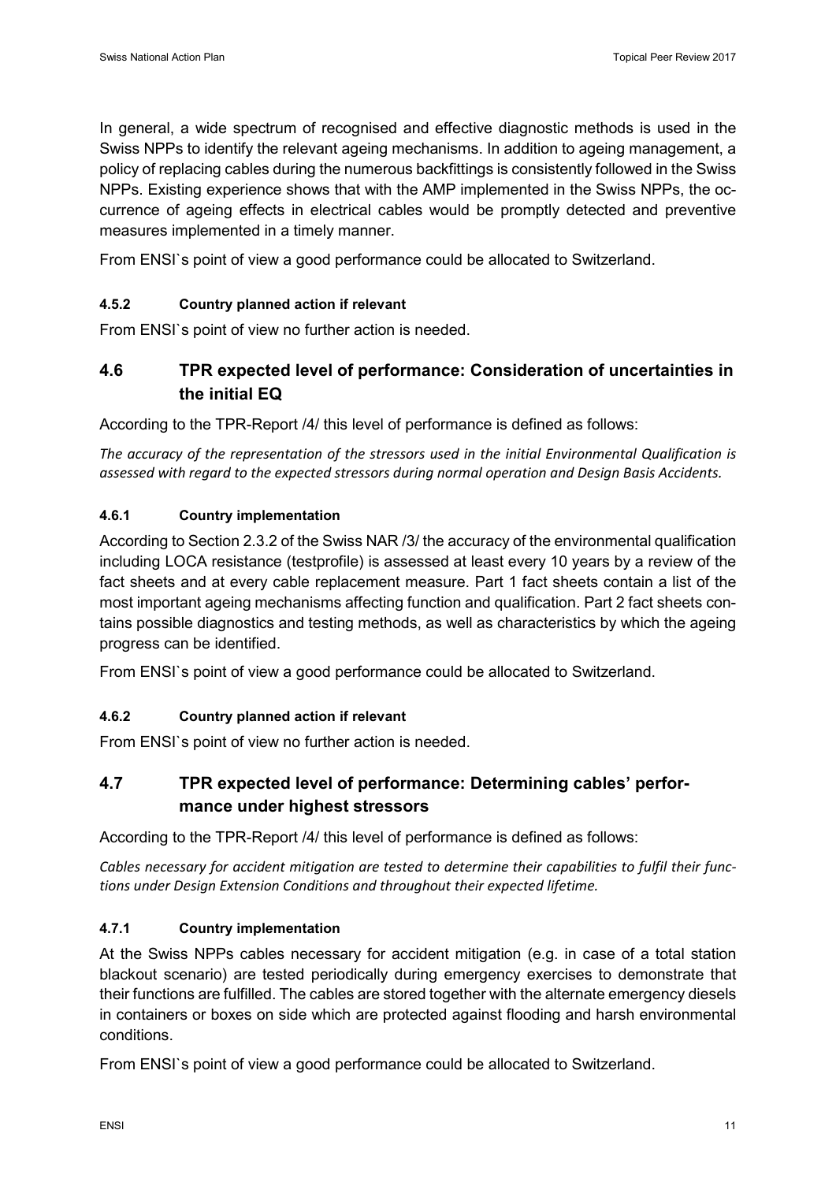In general, a wide spectrum of recognised and effective diagnostic methods is used in the Swiss NPPs to identify the relevant ageing mechanisms. In addition to ageing management, a policy of replacing cables during the numerous backfittings is consistently followed in the Swiss NPPs. Existing experience shows that with the AMP implemented in the Swiss NPPs, the occurrence of ageing effects in electrical cables would be promptly detected and preventive measures implemented in a timely manner.

From ENSI`s point of view a good performance could be allocated to Switzerland.

#### 4.5.2 Country planned action if relevant

From ENSI`s point of view no further action is needed.

## 4.6 TPR expected level of performance: Consideration of uncertainties in the initial EQ

According to the TPR-Report /4/ this level of performance is defined as follows:

*The accuracy of the representation of the stressors used in the initial Environmental Qualification is assessed with regard to the expected stressors during normal operation and Design Basis Accidents.*

#### 4.6.1 Country implementation

According to Section 2.3.2 of the Swiss NAR /3/ the accuracy of the environmental qualification including LOCA resistance (testprofile) is assessed at least every 10 years by a review of the fact sheets and at every cable replacement measure. Part 1 fact sheets contain a list of the most important ageing mechanisms affecting function and qualification. Part 2 fact sheets contains possible diagnostics and testing methods, as well as characteristics by which the ageing progress can be identified.

From ENSI`s point of view a good performance could be allocated to Switzerland.

#### 4.6.2 Country planned action if relevant

From ENSI`s point of view no further action is needed.

## 4.7 TPR expected level of performance: Determining cables' performance under highest stressors

According to the TPR-Report /4/ this level of performance is defined as follows:

*Cables necessary for accident mitigation are tested to determine their capabilities to fulfil their functions under Design Extension Conditions and throughout their expected lifetime.*

#### 4.7.1 Country implementation

At the Swiss NPPs cables necessary for accident mitigation (e.g. in case of a total station blackout scenario) are tested periodically during emergency exercises to demonstrate that their functions are fulfilled. The cables are stored together with the alternate emergency diesels in containers or boxes on side which are protected against flooding and harsh environmental conditions.

From ENSI`s point of view a good performance could be allocated to Switzerland.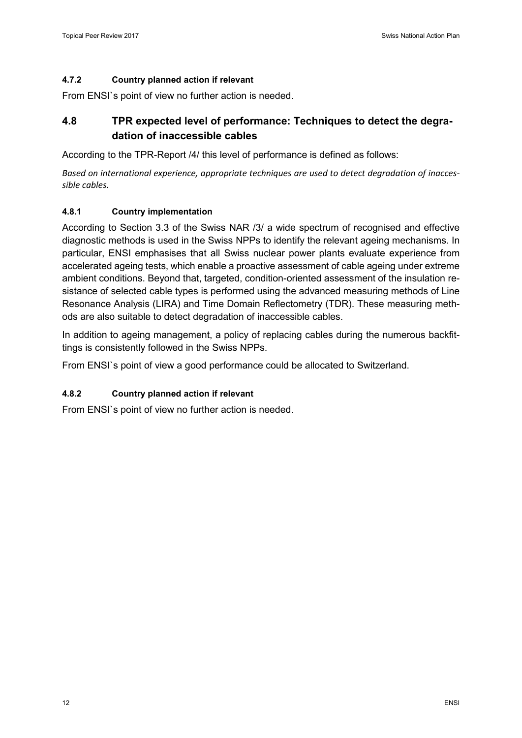#### 4.7.2 Country planned action if relevant

From ENSI`s point of view no further action is needed.

### 4.8 TPR expected level of performance: Techniques to detect the degradation of inaccessible cables

According to the TPR-Report /4/ this level of performance is defined as follows:

*Based on international experience, appropriate techniques are used to detect degradation of inaccessible cables.*

#### 4.8.1 Country implementation

According to Section 3.3 of the Swiss NAR /3/ a wide spectrum of recognised and effective diagnostic methods is used in the Swiss NPPs to identify the relevant ageing mechanisms. In particular, ENSI emphasises that all Swiss nuclear power plants evaluate experience from accelerated ageing tests, which enable a proactive assessment of cable ageing under extreme ambient conditions. Beyond that, targeted, condition-oriented assessment of the insulation resistance of selected cable types is performed using the advanced measuring methods of Line Resonance Analysis (LIRA) and Time Domain Reflectometry (TDR). These measuring methods are also suitable to detect degradation of inaccessible cables.

In addition to ageing management, a policy of replacing cables during the numerous backfittings is consistently followed in the Swiss NPPs.

From ENSI`s point of view a good performance could be allocated to Switzerland.

#### 4.8.2 Country planned action if relevant

From ENSI`s point of view no further action is needed.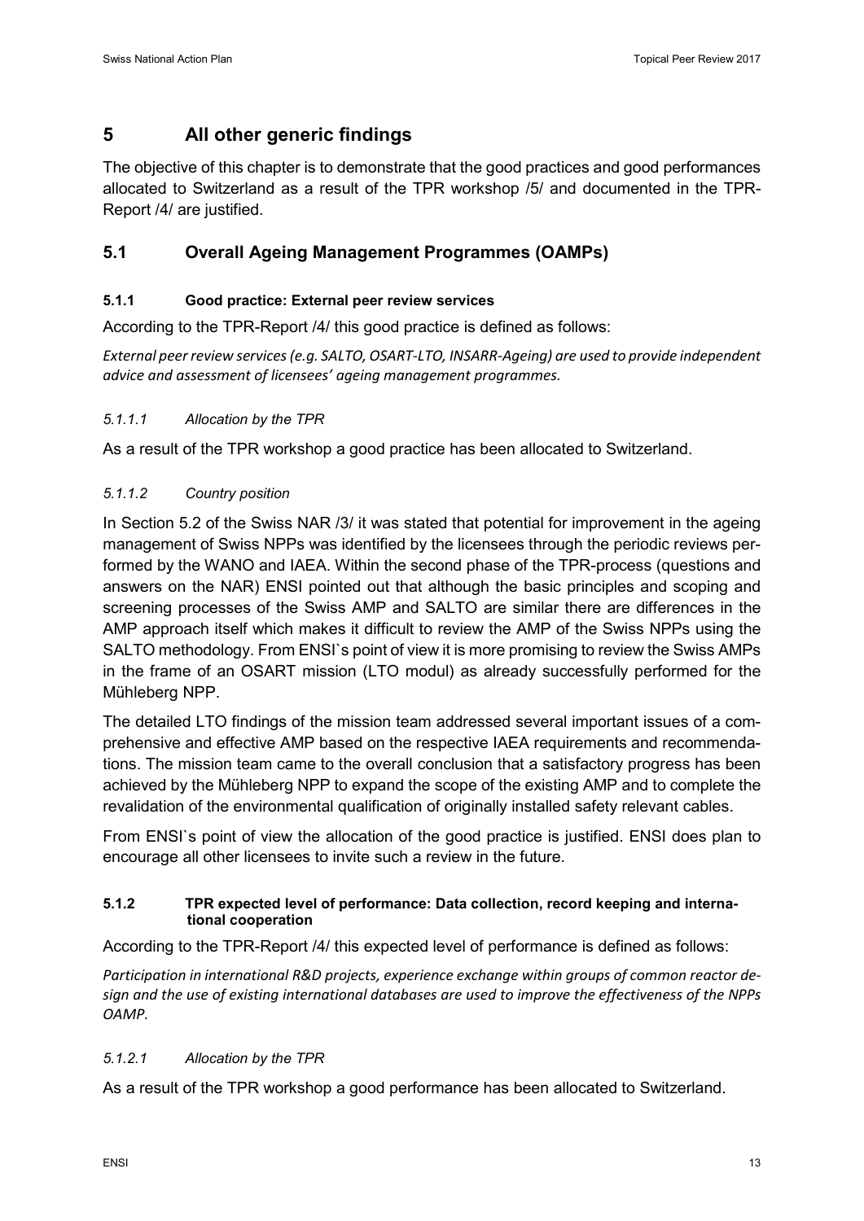# 5 All other generic findings

The objective of this chapter is to demonstrate that the good practices and good performances allocated to Switzerland as a result of the TPR workshop /5/ and documented in the TPR-Report /4/ are justified.

## 5.1 Overall Ageing Management Programmes (OAMPs)

### 5.1.1 Good practice: External peer review services

According to the TPR-Report /4/ this good practice is defined as follows:

*External peer review services (e.g. SALTO, OSART-LTO, INSARR-Ageing) are used to provide independent advice and assessment of licensees' ageing management programmes.*

#### *5.1.1.1 Allocation by the TPR*

As a result of the TPR workshop a good practice has been allocated to Switzerland.

#### *5.1.1.2 Country position*

In Section 5.2 of the Swiss NAR /3/ it was stated that potential for improvement in the ageing management of Swiss NPPs was identified by the licensees through the periodic reviews performed by the WANO and IAEA. Within the second phase of the TPR-process (questions and answers on the NAR) ENSI pointed out that although the basic principles and scoping and screening processes of the Swiss AMP and SALTO are similar there are differences in the AMP approach itself which makes it difficult to review the AMP of the Swiss NPPs using the SALTO methodology. From ENSI`s point of view it is more promising to review the Swiss AMPs in the frame of an OSART mission (LTO modul) as already successfully performed for the Mühleberg NPP.

The detailed LTO findings of the mission team addressed several important issues of a comprehensive and effective AMP based on the respective IAEA requirements and recommendations. The mission team came to the overall conclusion that a satisfactory progress has been achieved by the Mühleberg NPP to expand the scope of the existing AMP and to complete the revalidation of the environmental qualification of originally installed safety relevant cables.

From ENSI`s point of view the allocation of the good practice is justified. ENSI does plan to encourage all other licensees to invite such a review in the future.

### 5.1.2 TPR expected level of performance: Data collection, record keeping and international cooperation

According to the TPR-Report /4/ this expected level of performance is defined as follows:

*Participation in international R&D projects, experience exchange within groups of common reactor design and the use of existing international databases are used to improve the effectiveness of the NPPs OAMP.*

#### *5.1.2.1 Allocation by the TPR*

As a result of the TPR workshop a good performance has been allocated to Switzerland.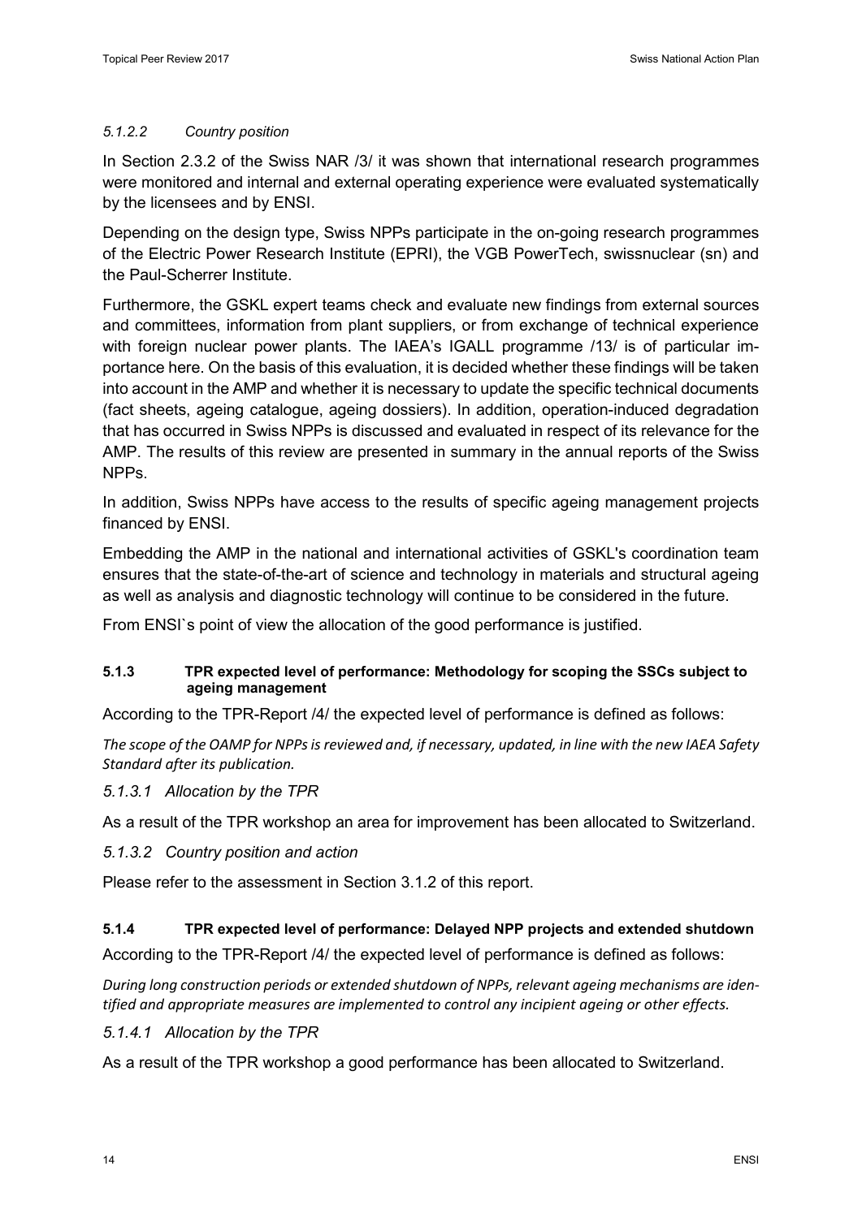##### *5.1.2.2 Country position*

In Section 2.3.2 of the Swiss NAR /3/ it was shown that international research programmes were monitored and internal and external operating experience were evaluated systematically by the licensees and by ENSI.

Depending on the design type, Swiss NPPs participate in the on-going research programmes of the Electric Power Research Institute (EPRI), the VGB PowerTech, swissnuclear (sn) and the Paul-Scherrer Institute.

Furthermore, the GSKL expert teams check and evaluate new findings from external sources and committees, information from plant suppliers, or from exchange of technical experience with foreign nuclear power plants. The IAEA's IGALL programme /13/ is of particular importance here. On the basis of this evaluation, it is decided whether these findings will be taken into account in the AMP and whether it is necessary to update the specific technical documents (fact sheets, ageing catalogue, ageing dossiers). In addition, operation-induced degradation that has occurred in Swiss NPPs is discussed and evaluated in respect of its relevance for the AMP. The results of this review are presented in summary in the annual reports of the Swiss NPPs.

In addition, Swiss NPPs have access to the results of specific ageing management projects financed by ENSI.

Embedding the AMP in the national and international activities of GSKL's coordination team ensures that the state-of-the-art of science and technology in materials and structural ageing as well as analysis and diagnostic technology will continue to be considered in the future.

From ENSI`s point of view the allocation of the good performance is justified.

### 5.1.3 TPR expected level of performance: Methodology for scoping the SSCs subject to ageing management

According to the TPR-Report /4/ the expected level of performance is defined as follows:

*The scope of the OAMP for NPPs is reviewed and, if necessary, updated, in line with the new IAEA Safety Standard after its publication.*

#### *5.1.3.1 Allocation by the TPR*

As a result of the TPR workshop an area for improvement has been allocated to Switzerland.

#### *5.1.3.2 Country position and action*

Please refer to the assessment in Section 3.1.2 of this report.

### 5.1.4 TPR expected level of performance: Delayed NPP projects and extended shutdown

According to the TPR-Report /4/ the expected level of performance is defined as follows:

*During long construction periods or extended shutdown of NPPs, relevant ageing mechanisms are identified and appropriate measures are implemented to control any incipient ageing or other effects.*

#### *5.1.4.1 Allocation by the TPR*

As a result of the TPR workshop a good performance has been allocated to Switzerland.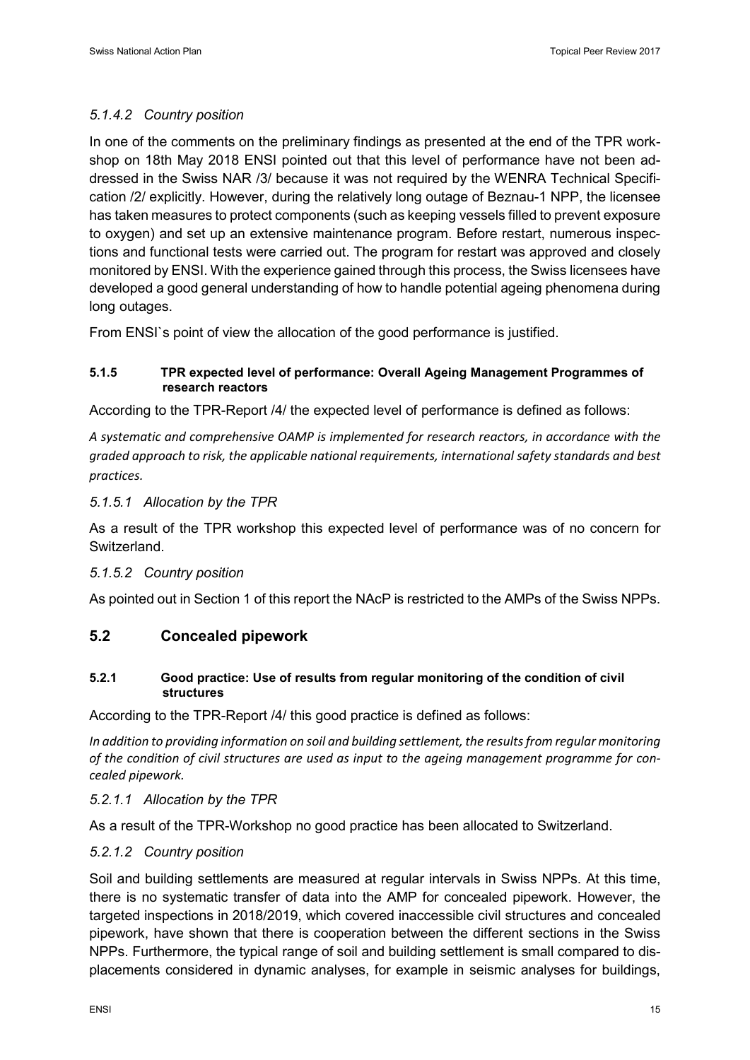#### *5.1.4.2 Country position*

In one of the comments on the preliminary findings as presented at the end of the TPR workshop on 18th May 2018 ENSI pointed out that this level of performance have not been addressed in the Swiss NAR /3/ because it was not required by the WENRA Technical Specification /2/ explicitly. However, during the relatively long outage of Beznau-1 NPP, the licensee has taken measures to protect components (such as keeping vessels filled to prevent exposure to oxygen) and set up an extensive maintenance program. Before restart, numerous inspections and functional tests were carried out. The program for restart was approved and closely monitored by ENSI. With the experience gained through this process, the Swiss licensees have developed a good general understanding of how to handle potential ageing phenomena during long outages.

From ENSI`s point of view the allocation of the good performance is justified.

#### 5.1.5 TPR expected level of performance: Overall Ageing Management Programmes of research reactors

According to the TPR-Report /4/ the expected level of performance is defined as follows:

*A systematic and comprehensive OAMP is implemented for research reactors, in accordance with the graded approach to risk, the applicable national requirements, international safety standards and best practices.*

#### *5.1.5.1 Allocation by the TPR*

As a result of the TPR workshop this expected level of performance was of no concern for Switzerland.

#### *5.1.5.2 Country position*

As pointed out in Section 1 of this report the NAcP is restricted to the AMPs of the Swiss NPPs.

## 5.2 Concealed pipework

#### 5.2.1 Good practice: Use of results from regular monitoring of the condition of civil structures

According to the TPR-Report /4/ this good practice is defined as follows:

*In addition to providing information on soil and building settlement, the results from regular monitoring of the condition of civil structures are used as input to the ageing management programme for concealed pipework.*

#### *5.2.1.1 Allocation by the TPR*

As a result of the TPR-Workshop no good practice has been allocated to Switzerland.

#### *5.2.1.2 Country position*

Soil and building settlements are measured at regular intervals in Swiss NPPs. At this time, there is no systematic transfer of data into the AMP for concealed pipework. However, the targeted inspections in 2018/2019, which covered inaccessible civil structures and concealed pipework, have shown that there is cooperation between the different sections in the Swiss NPPs. Furthermore, the typical range of soil and building settlement is small compared to displacements considered in dynamic analyses, for example in seismic analyses for buildings,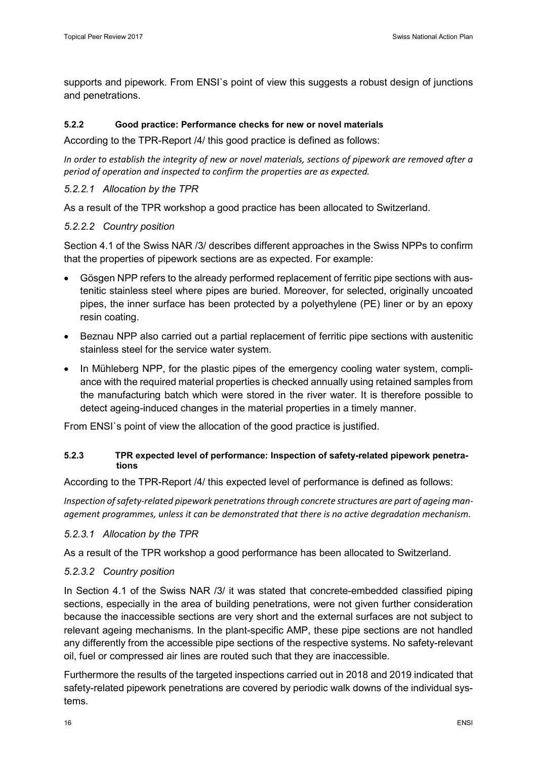supports and pipework. From ENSI`s point of view this suggests a robust design of junctions and penetrations.

### 5.2.2 Good practice: Performance checks for new or novel materials

According to the TPR-Report /4/ this good practice is defined as follows:

*In order to establish the integrity of new or novel materials, sections of pipework are removed after a period of operation and inspected to confirm the properties are as expected.*

#### *5.2.2.1 Allocation by the TPR*

As a result of the TPR workshop a good practice has been allocated to Switzerland.

#### *5.2.2.2 Country position*

Section 4.1 of the Swiss NAR /3/ describes different approaches in the Swiss NPPs to confirm that the properties of pipework sections are as expected. For example:

- Gösgen NPP refers to the already performed replacement of ferritic pipe sections with austenitic stainless steel where pipes are buried. Moreover, for selected, originally uncoated pipes, the inner surface has been protected by a polyethylene (PE) liner or by an epoxy resin coating.
- Beznau NPP also carried out a partial replacement of ferritic pipe sections with austenitic stainless steel for the service water system.
- In Mühleberg NPP, for the plastic pipes of the emergency cooling water system, compliance with the required material properties is checked annually using retained samples from the manufacturing batch which were stored in the river water. It is therefore possible to detect ageing-induced changes in the material properties in a timely manner.

From ENSI`s point of view the allocation of the good practice is justified.

### 5.2.3 TPR expected level of performance: Inspection of safety-related pipework penetrations

According to the TPR-Report /4/ this expected level of performance is defined as follows:

*Inspection of safety-related pipework penetrations through concrete structures are part of ageing management programmes, unless it can be demonstrated that there is no active degradation mechanism.*

#### *5.2.3.1 Allocation by the TPR*

As a result of the TPR workshop a good performance has been allocated to Switzerland.

#### *5.2.3.2 Country position*

In Section 4.1 of the Swiss NAR /3/ it was stated that concrete-embedded classified piping sections, especially in the area of building penetrations, were not given further consideration because the inaccessible sections are very short and the external surfaces are not subject to relevant ageing mechanisms. In the plant-specific AMP, these pipe sections are not handled any differently from the accessible pipe sections of the respective systems. No safety-relevant oil, fuel or compressed air lines are routed such that they are inaccessible.

Furthermore the results of the targeted inspections carried out in 2018 and 2019 indicated that safety-related pipework penetrations are covered by periodic walk downs of the individual systems.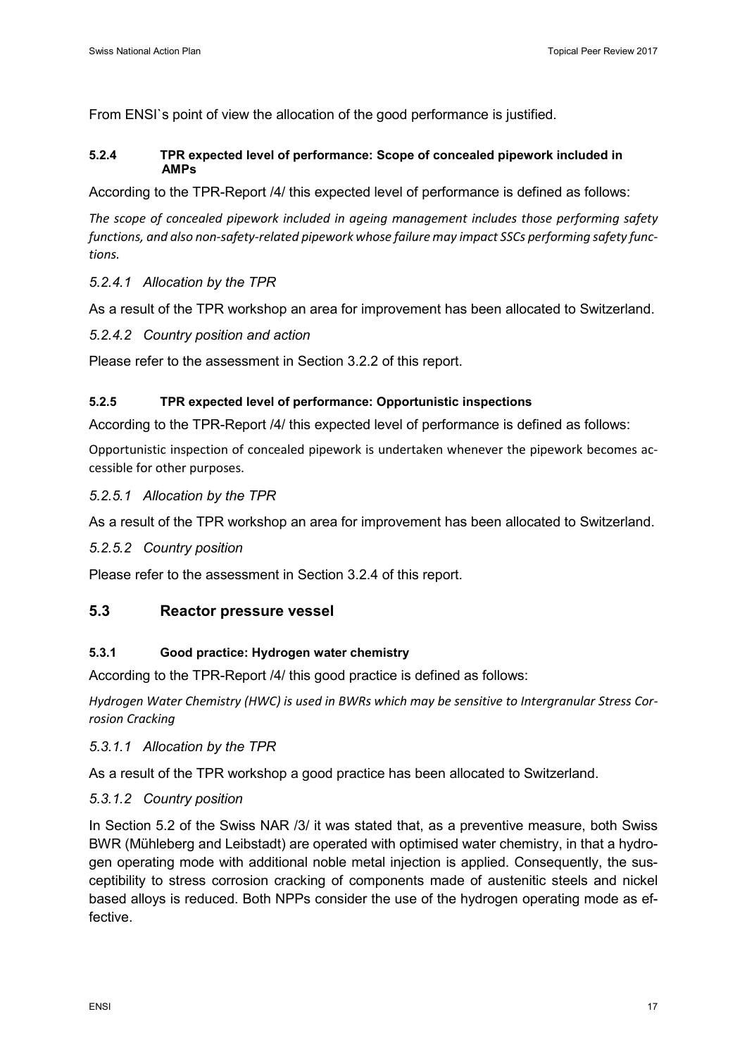From ENSI`s point of view the allocation of the good performance is justified.

#### 5.2.4 TPR expected level of performance: Scope of concealed pipework included in AMPs

According to the TPR-Report /4/ this expected level of performance is defined as follows:

*The scope of concealed pipework included in ageing management includes those performing safety functions, and also non-safety-related pipework whose failure may impact SSCs performing safety functions.*

##### *5.2.4.1 Allocation by the TPR*

As a result of the TPR workshop an area for improvement has been allocated to Switzerland.

##### *5.2.4.2 Country position and action*

Please refer to the assessment in Section 3.2.2 of this report.

#### 5.2.5 TPR expected level of performance: Opportunistic inspections

According to the TPR-Report /4/ this expected level of performance is defined as follows:

Opportunistic inspection of concealed pipework is undertaken whenever the pipework becomes accessible for other purposes.

##### *5.2.5.1 Allocation by the TPR*

As a result of the TPR workshop an area for improvement has been allocated to Switzerland.

##### *5.2.5.2 Country position*

Please refer to the assessment in Section 3.2.4 of this report.

### 5.3 Reactor pressure vessel

#### 5.3.1 Good practice: Hydrogen water chemistry

According to the TPR-Report /4/ this good practice is defined as follows:

*Hydrogen Water Chemistry (HWC) is used in BWRs which may be sensitive to Intergranular Stress Corrosion Cracking*

##### *5.3.1.1 Allocation by the TPR*

As a result of the TPR workshop a good practice has been allocated to Switzerland.

##### *5.3.1.2 Country position*

In Section 5.2 of the Swiss NAR /3/ it was stated that, as a preventive measure, both Swiss BWR (Mühleberg and Leibstadt) are operated with optimised water chemistry, in that a hydrogen operating mode with additional noble metal injection is applied. Consequently, the susceptibility to stress corrosion cracking of components made of austenitic steels and nickel based alloys is reduced. Both NPPs consider the use of the hydrogen operating mode as effective.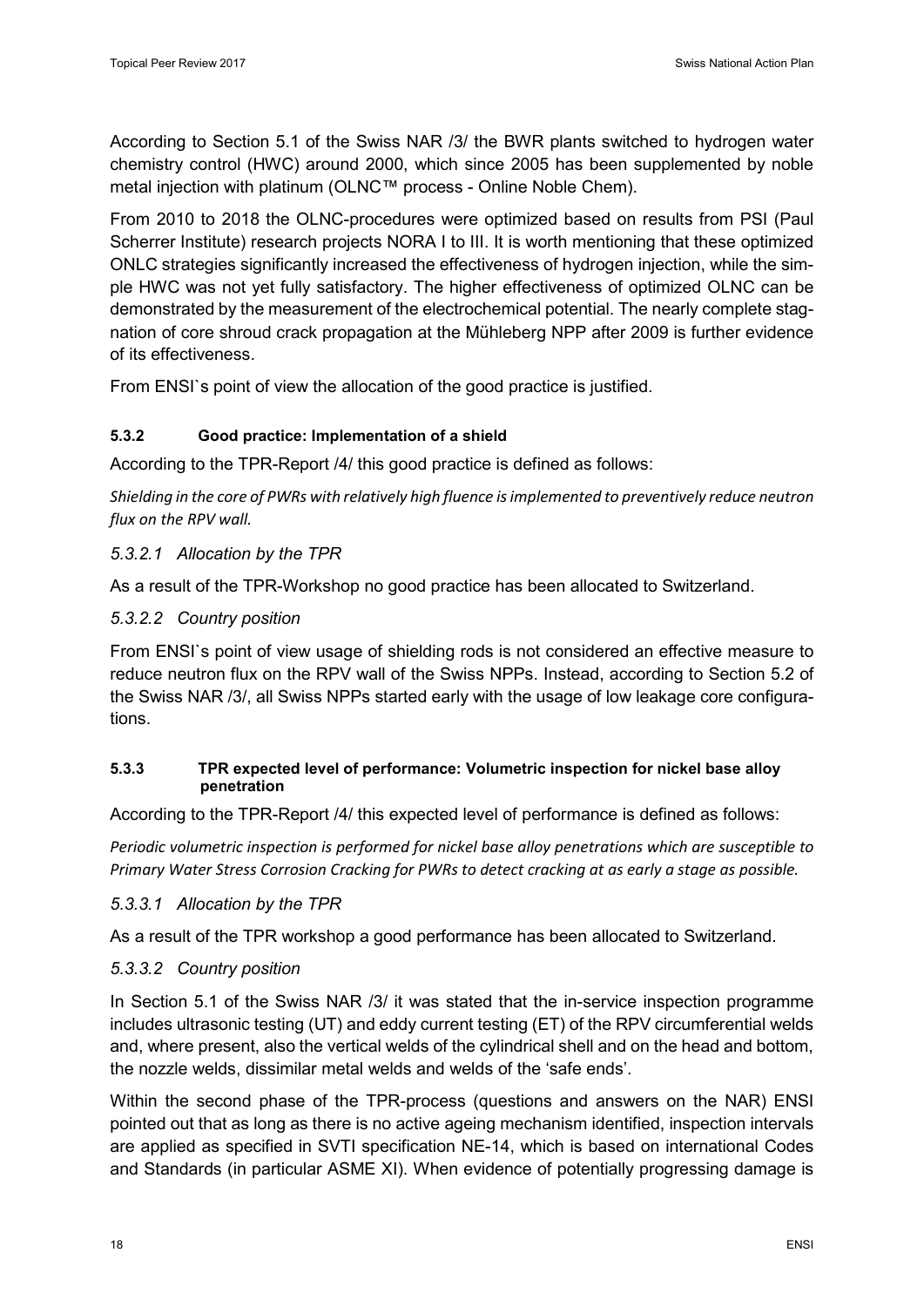According to Section 5.1 of the Swiss NAR /3/ the BWR plants switched to hydrogen water chemistry control (HWC) around 2000, which since 2005 has been supplemented by noble metal injection with platinum (OLNC™ process - Online Noble Chem).

From 2010 to 2018 the OLNC-procedures were optimized based on results from PSI (Paul Scherrer Institute) research projects NORA I to III. It is worth mentioning that these optimized ONLC strategies significantly increased the effectiveness of hydrogen injection, while the simple HWC was not yet fully satisfactory. The higher effectiveness of optimized OLNC can be demonstrated by the measurement of the electrochemical potential. The nearly complete stagnation of core shroud crack propagation at the Mühleberg NPP after 2009 is further evidence of its effectiveness.

From ENSI`s point of view the allocation of the good practice is justified.

### 5.3.2 Good practice: Implementation of a shield

According to the TPR-Report /4/ this good practice is defined as follows:

*Shielding in the core of PWRs with relatively high fluence is implemented to preventively reduce neutron flux on the RPV wall.*

#### *5.3.2.1 Allocation by the TPR*

As a result of the TPR-Workshop no good practice has been allocated to Switzerland.

#### *5.3.2.2 Country position*

From ENSI`s point of view usage of shielding rods is not considered an effective measure to reduce neutron flux on the RPV wall of the Swiss NPPs. Instead, according to Section 5.2 of the Swiss NAR /3/, all Swiss NPPs started early with the usage of low leakage core configurations.

### 5.3.3 TPR expected level of performance: Volumetric inspection for nickel base alloy penetration

According to the TPR-Report /4/ this expected level of performance is defined as follows:

*Periodic volumetric inspection is performed for nickel base alloy penetrations which are susceptible to Primary Water Stress Corrosion Cracking for PWRs to detect cracking at as early a stage as possible.*

#### *5.3.3.1 Allocation by the TPR*

As a result of the TPR workshop a good performance has been allocated to Switzerland.

#### *5.3.3.2 Country position*

In Section 5.1 of the Swiss NAR /3/ it was stated that the in-service inspection programme includes ultrasonic testing (UT) and eddy current testing (ET) of the RPV circumferential welds and, where present, also the vertical welds of the cylindrical shell and on the head and bottom, the nozzle welds, dissimilar metal welds and welds of the 'safe ends'.

Within the second phase of the TPR-process (questions and answers on the NAR) ENSI pointed out that as long as there is no active ageing mechanism identified, inspection intervals are applied as specified in SVTI specification NE-14, which is based on international Codes and Standards (in particular ASME XI). When evidence of potentially progressing damage is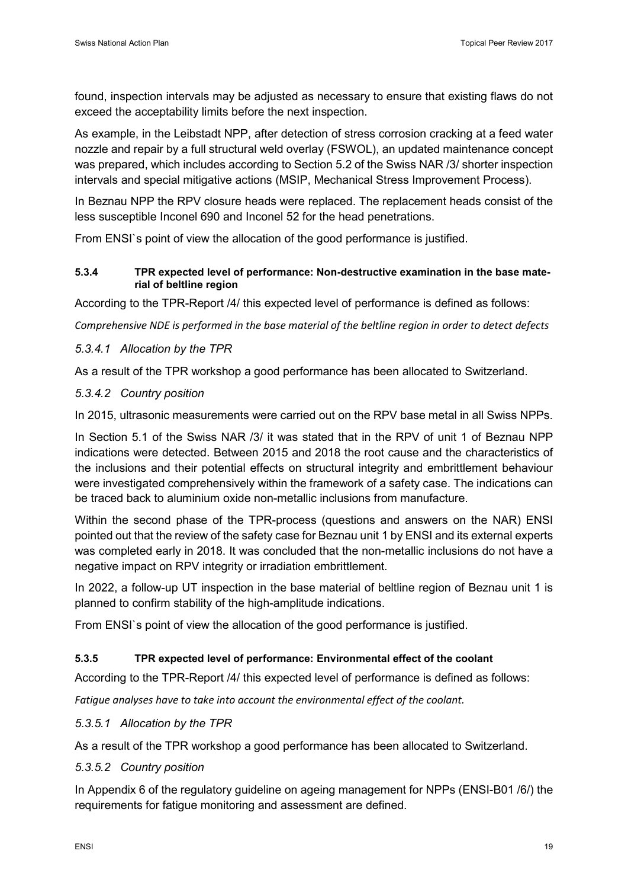found, inspection intervals may be adjusted as necessary to ensure that existing flaws do not exceed the acceptability limits before the next inspection.

As example, in the Leibstadt NPP, after detection of stress corrosion cracking at a feed water nozzle and repair by a full structural weld overlay (FSWOL), an updated maintenance concept was prepared, which includes according to Section 5.2 of the Swiss NAR /3/ shorter inspection intervals and special mitigative actions (MSIP, Mechanical Stress Improvement Process).

In Beznau NPP the RPV closure heads were replaced. The replacement heads consist of the less susceptible Inconel 690 and Inconel 52 for the head penetrations.

From ENSI`s point of view the allocation of the good performance is justified.

#### 5.3.4 TPR expected level of performance: Non-destructive examination in the base material of beltline region

According to the TPR-Report /4/ this expected level of performance is defined as follows:

*Comprehensive NDE is performed in the base material of the beltline region in order to detect defects*

##### *5.3.4.1 Allocation by the TPR*

As a result of the TPR workshop a good performance has been allocated to Switzerland.

##### *5.3.4.2 Country position*

In 2015, ultrasonic measurements were carried out on the RPV base metal in all Swiss NPPs.

In Section 5.1 of the Swiss NAR /3/ it was stated that in the RPV of unit 1 of Beznau NPP indications were detected. Between 2015 and 2018 the root cause and the characteristics of the inclusions and their potential effects on structural integrity and embrittlement behaviour were investigated comprehensively within the framework of a safety case. The indications can be traced back to aluminium oxide non-metallic inclusions from manufacture.

Within the second phase of the TPR-process (questions and answers on the NAR) ENSI pointed out that the review of the safety case for Beznau unit 1 by ENSI and its external experts was completed early in 2018. It was concluded that the non-metallic inclusions do not have a negative impact on RPV integrity or irradiation embrittlement.

In 2022, a follow-up UT inspection in the base material of beltline region of Beznau unit 1 is planned to confirm stability of the high-amplitude indications.

From ENSI`s point of view the allocation of the good performance is justified.

#### 5.3.5 TPR expected level of performance: Environmental effect of the coolant

According to the TPR-Report /4/ this expected level of performance is defined as follows:

*Fatigue analyses have to take into account the environmental effect of the coolant.*

##### *5.3.5.1 Allocation by the TPR*

As a result of the TPR workshop a good performance has been allocated to Switzerland.

##### *5.3.5.2 Country position*

In Appendix 6 of the regulatory guideline on ageing management for NPPs (ENSI-B01 /6/) the requirements for fatigue monitoring and assessment are defined.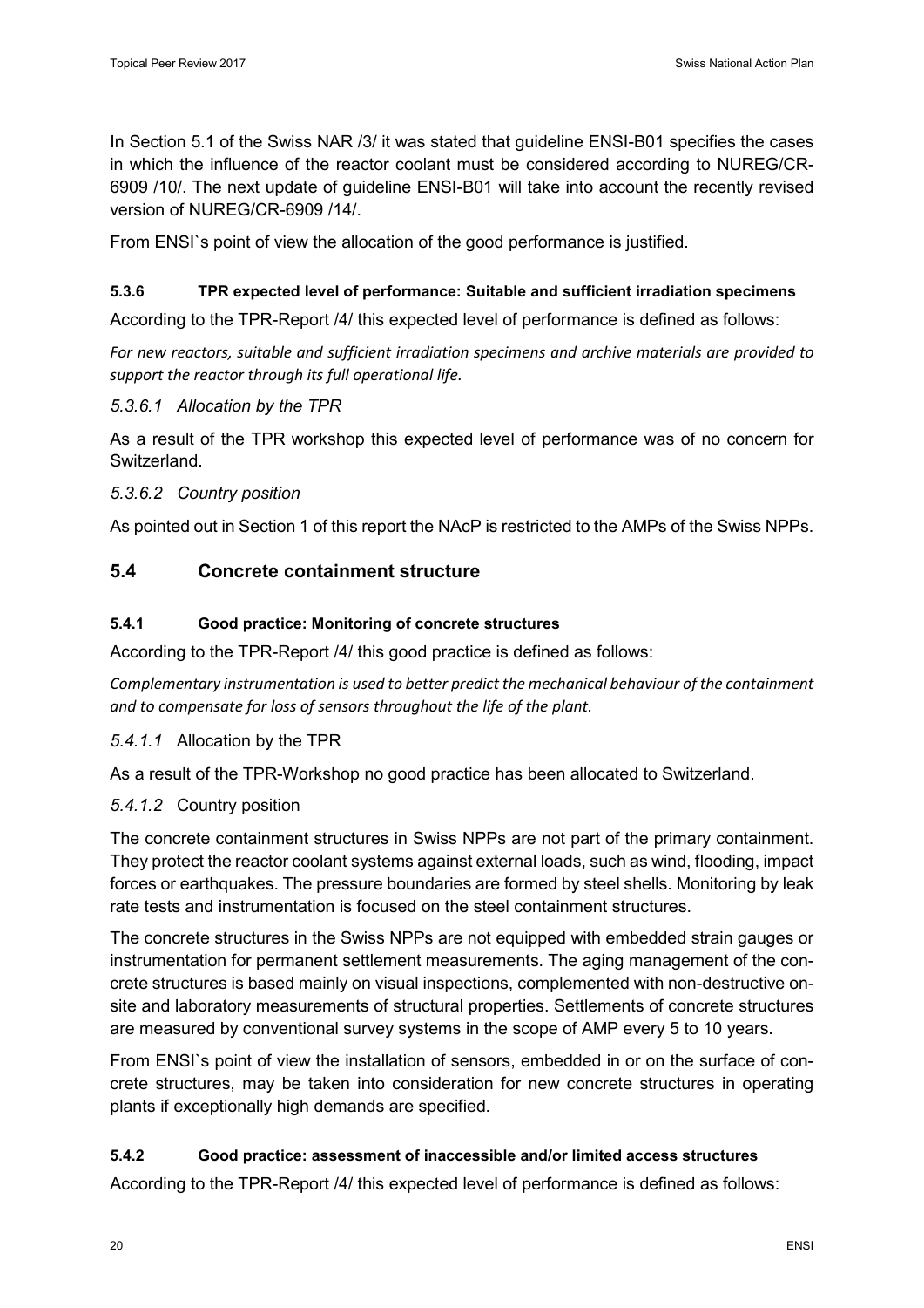In Section 5.1 of the Swiss NAR /3/ it was stated that guideline ENSI-B01 specifies the cases in which the influence of the reactor coolant must be considered according to NUREG/CR-6909 /10/. The next update of guideline ENSI-B01 will take into account the recently revised version of NUREG/CR-6909 /14/.

From ENSI`s point of view the allocation of the good performance is justified.

#### 5.3.6 TPR expected level of performance: Suitable and sufficient irradiation specimens

According to the TPR-Report /4/ this expected level of performance is defined as follows:

*For new reactors, suitable and sufficient irradiation specimens and archive materials are provided to support the reactor through its full operational life.*

##### *5.3.6.1 Allocation by the TPR*

As a result of the TPR workshop this expected level of performance was of no concern for Switzerland.

##### *5.3.6.2 Country position*

As pointed out in Section 1 of this report the NAcP is restricted to the AMPs of the Swiss NPPs.

## 5.4 Concrete containment structure

#### 5.4.1 Good practice: Monitoring of concrete structures

According to the TPR-Report /4/ this good practice is defined as follows:

*Complementary instrumentation is used to better predict the mechanical behaviour of the containment and to compensate for loss of sensors throughout the life of the plant.*

##### *5.4.1.1* Allocation by the TPR

As a result of the TPR-Workshop no good practice has been allocated to Switzerland.

##### *5.4.1.2* Country position

The concrete containment structures in Swiss NPPs are not part of the primary containment. They protect the reactor coolant systems against external loads, such as wind, flooding, impact forces or earthquakes. The pressure boundaries are formed by steel shells. Monitoring by leak rate tests and instrumentation is focused on the steel containment structures.

The concrete structures in the Swiss NPPs are not equipped with embedded strain gauges or instrumentation for permanent settlement measurements. The aging management of the concrete structures is based mainly on visual inspections, complemented with non-destructive on-site and laboratory measurements of structural properties. Settlements of concrete structures are measured by conventional survey systems in the scope of AMP every 5 to 10 years.

From ENSI`s point of view the installation of sensors, embedded in or on the surface of concrete structures, may be taken into consideration for new concrete structures in operating plants if exceptionally high demands are specified.

#### 5.4.2 Good practice: assessment of inaccessible and/or limited access structures

According to the TPR-Report /4/ this expected level of performance is defined as follows: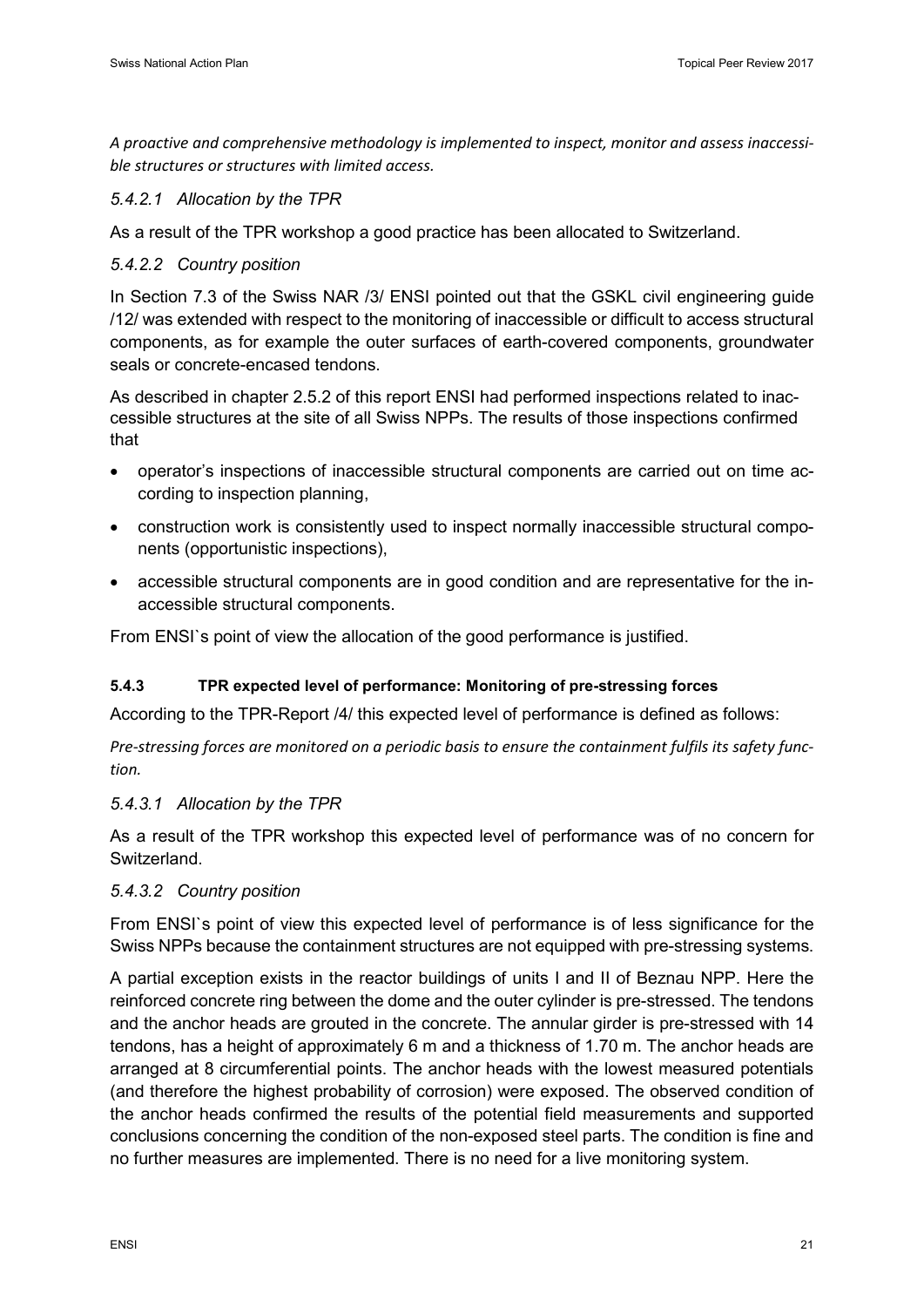*A proactive and comprehensive methodology is implemented to inspect, monitor and assess inaccessible structures or structures with limited access.*

#### *5.4.2.1 Allocation by the TPR*

As a result of the TPR workshop a good practice has been allocated to Switzerland.

#### *5.4.2.2 Country position*

In Section 7.3 of the Swiss NAR /3/ ENSI pointed out that the GSKL civil engineering guide /12/ was extended with respect to the monitoring of inaccessible or difficult to access structural components, as for example the outer surfaces of earth-covered components, groundwater seals or concrete-encased tendons.

As described in chapter 2.5.2 of this report ENSI had performed inspections related to inaccessible structures at the site of all Swiss NPPs. The results of those inspections confirmed that

- operator's inspections of inaccessible structural components are carried out on time according to inspection planning,
- construction work is consistently used to inspect normally inaccessible structural components (opportunistic inspections),
- accessible structural components are in good condition and are representative for the inaccessible structural components.

From ENSI`s point of view the allocation of the good performance is justified.

### **5.4.3 TPR expected level of performance: Monitoring of pre-stressing forces**

According to the TPR-Report /4/ this expected level of performance is defined as follows:

*Pre-stressing forces are monitored on a periodic basis to ensure the containment fulfils its safety function.*

#### *5.4.3.1 Allocation by the TPR*

As a result of the TPR workshop this expected level of performance was of no concern for Switzerland.

#### *5.4.3.2 Country position*

From ENSI`s point of view this expected level of performance is of less significance for the Swiss NPPs because the containment structures are not equipped with pre-stressing systems.

A partial exception exists in the reactor buildings of units I and II of Beznau NPP. Here the reinforced concrete ring between the dome and the outer cylinder is pre-stressed. The tendons and the anchor heads are grouted in the concrete. The annular girder is pre-stressed with 14 tendons, has a height of approximately 6 m and a thickness of 1.70 m. The anchor heads are arranged at 8 circumferential points. The anchor heads with the lowest measured potentials (and therefore the highest probability of corrosion) were exposed. The observed condition of the anchor heads confirmed the results of the potential field measurements and supported conclusions concerning the condition of the non-exposed steel parts. The condition is fine and no further measures are implemented. There is no need for a live monitoring system.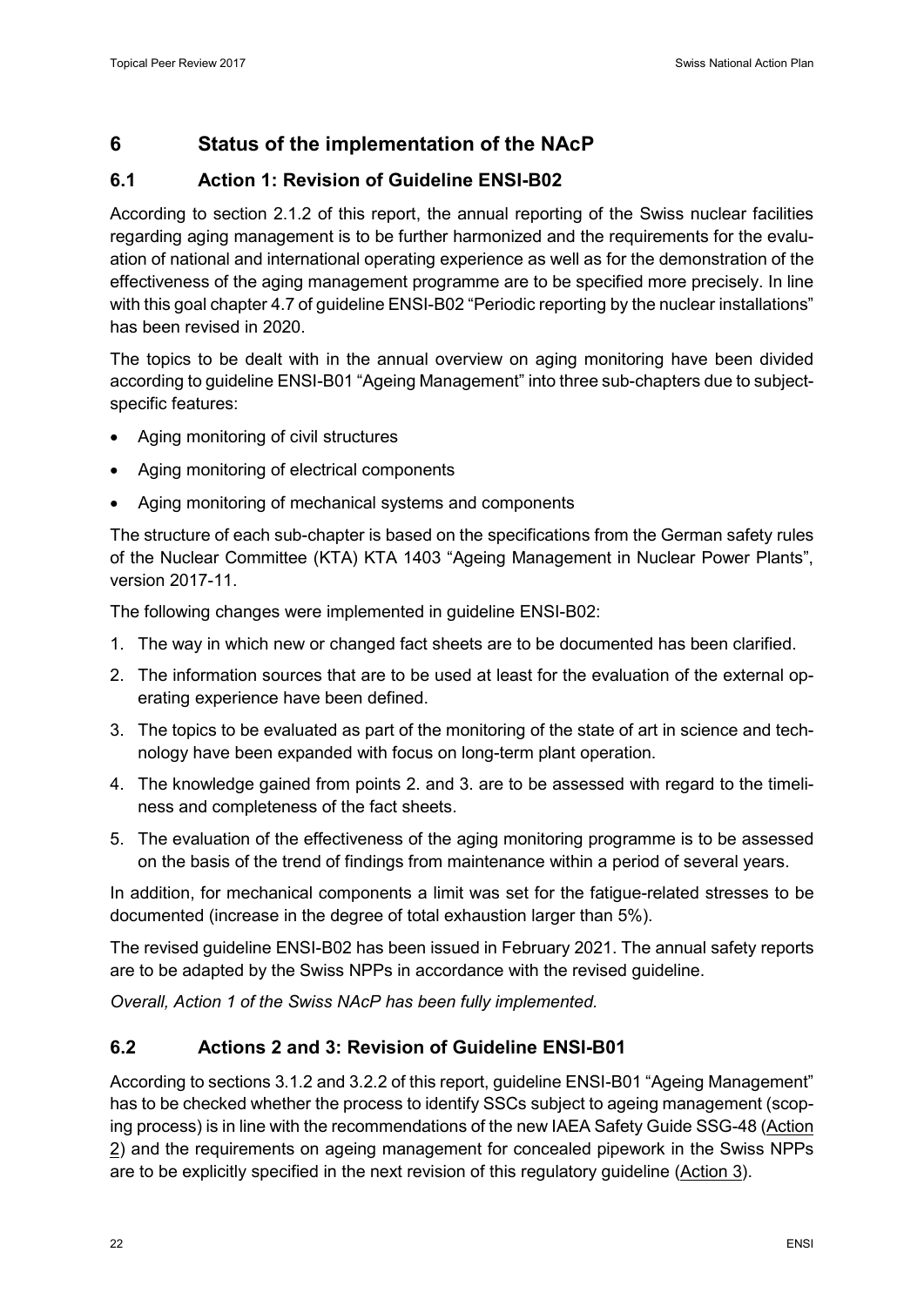# 6 Status of the implementation of the NAcP

## 6.1 Action 1: Revision of Guideline ENSI-B02

According to section 2.1.2 of this report, the annual reporting of the Swiss nuclear facilities regarding aging management is to be further harmonized and the requirements for the evaluation of national and international operating experience as well as for the demonstration of the effectiveness of the aging management programme are to be specified more precisely. In line with this goal chapter 4.7 of guideline ENSI-B02 "Periodic reporting by the nuclear installations" has been revised in 2020.

The topics to be dealt with in the annual overview on aging monitoring have been divided according to guideline ENSI-B01 "Ageing Management" into three sub-chapters due to subject-specific features:

- Aging monitoring of civil structures
- Aging monitoring of electrical components
- Aging monitoring of mechanical systems and components

The structure of each sub-chapter is based on the specifications from the German safety rules of the Nuclear Committee (KTA) KTA 1403 "Ageing Management in Nuclear Power Plants", version 2017-11.

The following changes were implemented in guideline ENSI-B02:

1. The way in which new or changed fact sheets are to be documented has been clarified.
2. The information sources that are to be used at least for the evaluation of the external operating experience have been defined.
3. The topics to be evaluated as part of the monitoring of the state of art in science and technology have been expanded with focus on long-term plant operation.
4. The knowledge gained from points 2. and 3. are to be assessed with regard to the timeliness and completeness of the fact sheets.
5. The evaluation of the effectiveness of the aging monitoring programme is to be assessed on the basis of the trend of findings from maintenance within a period of several years.

In addition, for mechanical components a limit was set for the fatigue-related stresses to be documented (increase in the degree of total exhaustion larger than 5%).

The revised guideline ENSI-B02 has been issued in February 2021. The annual safety reports are to be adapted by the Swiss NPPs in accordance with the revised guideline.

*Overall, Action 1 of the Swiss NAcP has been fully implemented.*

## 6.2 Actions 2 and 3: Revision of Guideline ENSI-B01

According to sections 3.1.2 and 3.2.2 of this report, guideline ENSI-B01 "Ageing Management" has to be checked whether the process to identify SSCs subject to ageing management (scoping process) is in line with the recommendations of the new IAEA Safety Guide SSG-48 (Action 2) and the requirements on ageing management for concealed pipework in the Swiss NPPs are to be explicitly specified in the next revision of this regulatory guideline (Action 3).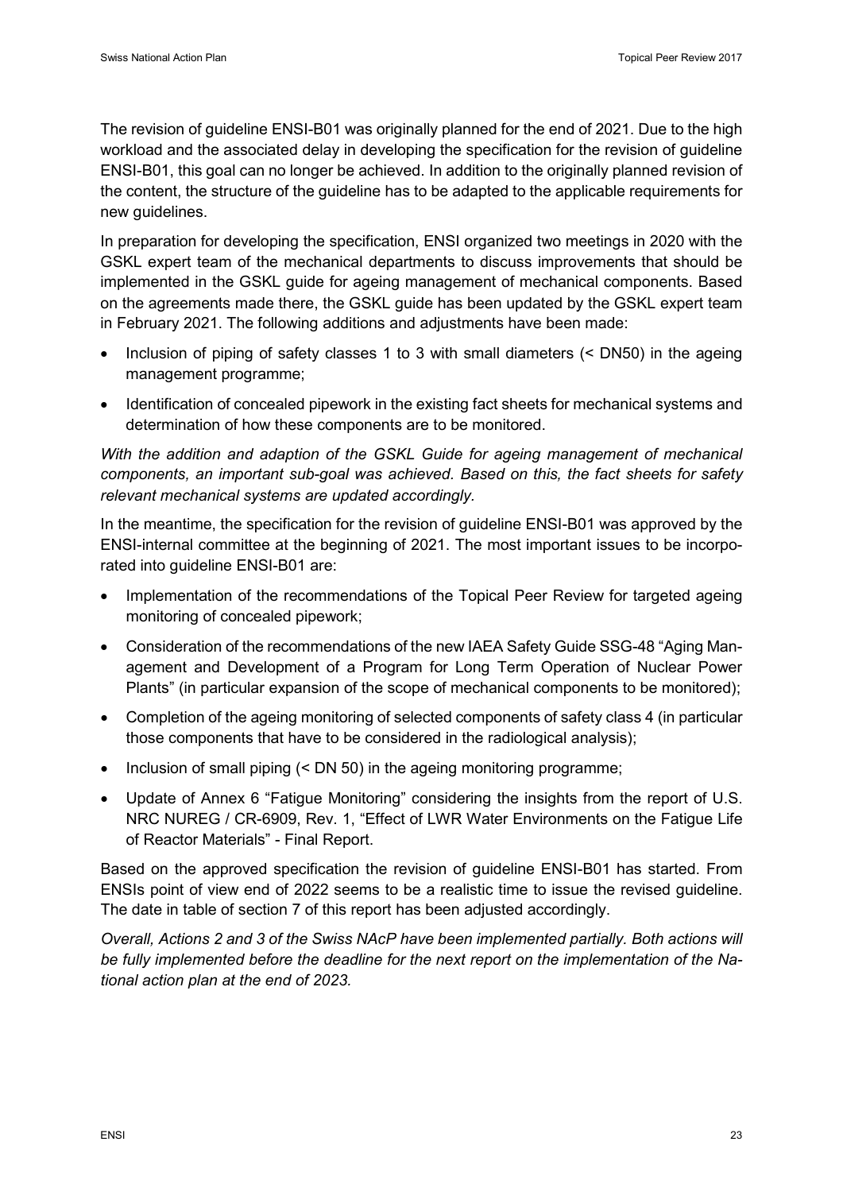The revision of guideline ENSI-B01 was originally planned for the end of 2021. Due to the high workload and the associated delay in developing the specification for the revision of guideline ENSI-B01, this goal can no longer be achieved. In addition to the originally planned revision of the content, the structure of the guideline has to be adapted to the applicable requirements for new guidelines.

In preparation for developing the specification, ENSI organized two meetings in 2020 with the GSKL expert team of the mechanical departments to discuss improvements that should be implemented in the GSKL guide for ageing management of mechanical components. Based on the agreements made there, the GSKL guide has been updated by the GSKL expert team in February 2021. The following additions and adjustments have been made:

- Inclusion of piping of safety classes 1 to 3 with small diameters (< DN50) in the ageing management programme;
- Identification of concealed pipework in the existing fact sheets for mechanical systems and determination of how these components are to be monitored.

*With the addition and adaption of the GSKL Guide for ageing management of mechanical components, an important sub-goal was achieved. Based on this, the fact sheets for safety relevant mechanical systems are updated accordingly.*

In the meantime, the specification for the revision of guideline ENSI-B01 was approved by the ENSI-internal committee at the beginning of 2021. The most important issues to be incorporated into guideline ENSI-B01 are:

- Implementation of the recommendations of the Topical Peer Review for targeted ageing monitoring of concealed pipework;
- Consideration of the recommendations of the new IAEA Safety Guide SSG-48 "Aging Management and Development of a Program for Long Term Operation of Nuclear Power Plants" (in particular expansion of the scope of mechanical components to be monitored);
- Completion of the ageing monitoring of selected components of safety class 4 (in particular those components that have to be considered in the radiological analysis);
- Inclusion of small piping (< DN 50) in the ageing monitoring programme;
- Update of Annex 6 "Fatigue Monitoring" considering the insights from the report of U.S. NRC NUREG / CR-6909, Rev. 1, "Effect of LWR Water Environments on the Fatigue Life of Reactor Materials" - Final Report.

Based on the approved specification the revision of guideline ENSI-B01 has started. From ENSIs point of view end of 2022 seems to be a realistic time to issue the revised guideline. The date in table of section 7 of this report has been adjusted accordingly.

*Overall, Actions 2 and 3 of the Swiss NAcP have been implemented partially. Both actions will be fully implemented before the deadline for the next report on the implementation of the National action plan at the end of 2023.*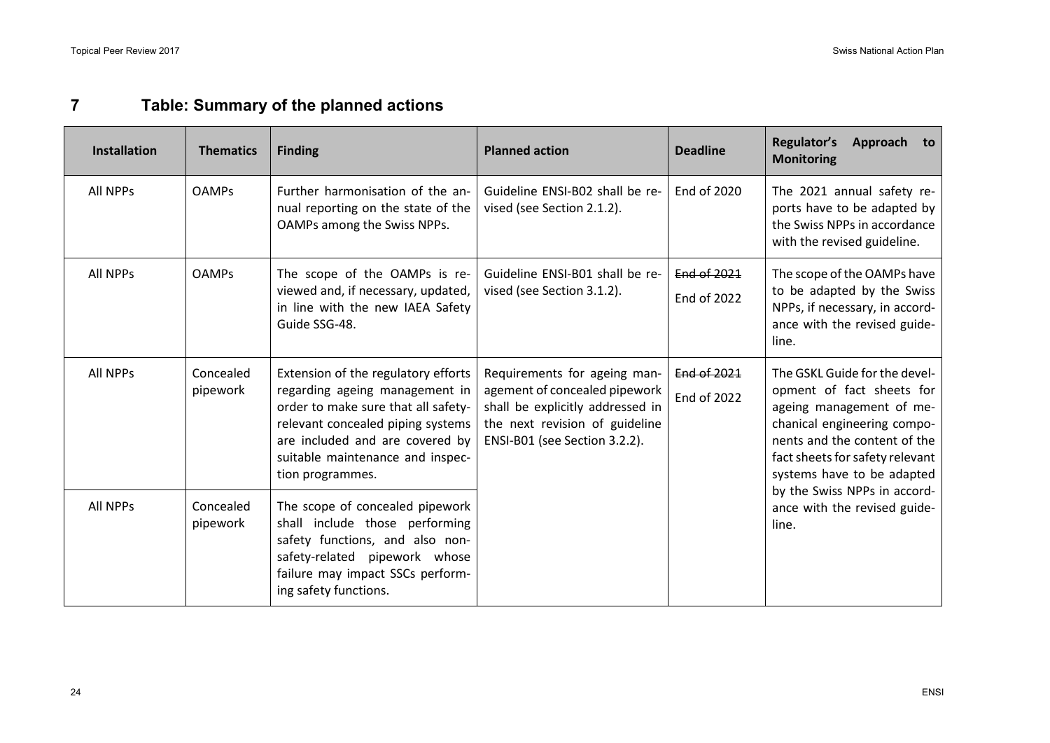# 7 Table: Summary of the planned actions

| Installation | Thematics | Finding | Planned action | Deadline | Regulator's Approach to Monitoring |
|---|---|---|---|---|---|
| All NPPs | OAMPs | Further harmonisation of the annual reporting on the state of the OAMPs among the Swiss NPPs. | Guideline ENSI-B02 shall be revised (see Section 2.1.2). | End of 2020 | The 2021 annual safety reports have to be adapted by the Swiss NPPs in accordance with the revised guideline. |
| All NPPs | OAMPs | The scope of the OAMPs is reviewed and, if necessary, updated, in line with the new IAEA Safety Guide SSG-48. | Guideline ENSI-B01 shall be revised (see Section 3.1.2). | ~~End of 2021~~ End of 2022 | The scope of the OAMPs have to be adapted by the Swiss NPPs, if necessary, in accordance with the revised guideline. |
| All NPPs | Concealed pipework | Extension of the regulatory efforts regarding ageing management in order to make sure that all safety-relevant concealed piping systems are included and are covered by suitable maintenance and inspection programmes. | Requirements for ageing management of concealed pipework shall be explicitly addressed in the next revision of guideline ENSI-B01 (see Section 3.2.2). | ~~End of 2021~~ End of 2022 | The GSKL Guide for the development of fact sheets for ageing management of mechanical engineering components and the content of the fact sheets for safety relevant systems have to be adapted by the Swiss NPPs in accordance with the revised guideline. |
| All NPPs | Concealed pipework | The scope of concealed pipework shall include those performing safety functions, and also non-safety-related pipework whose failure may impact SSCs performing safety functions. | | | |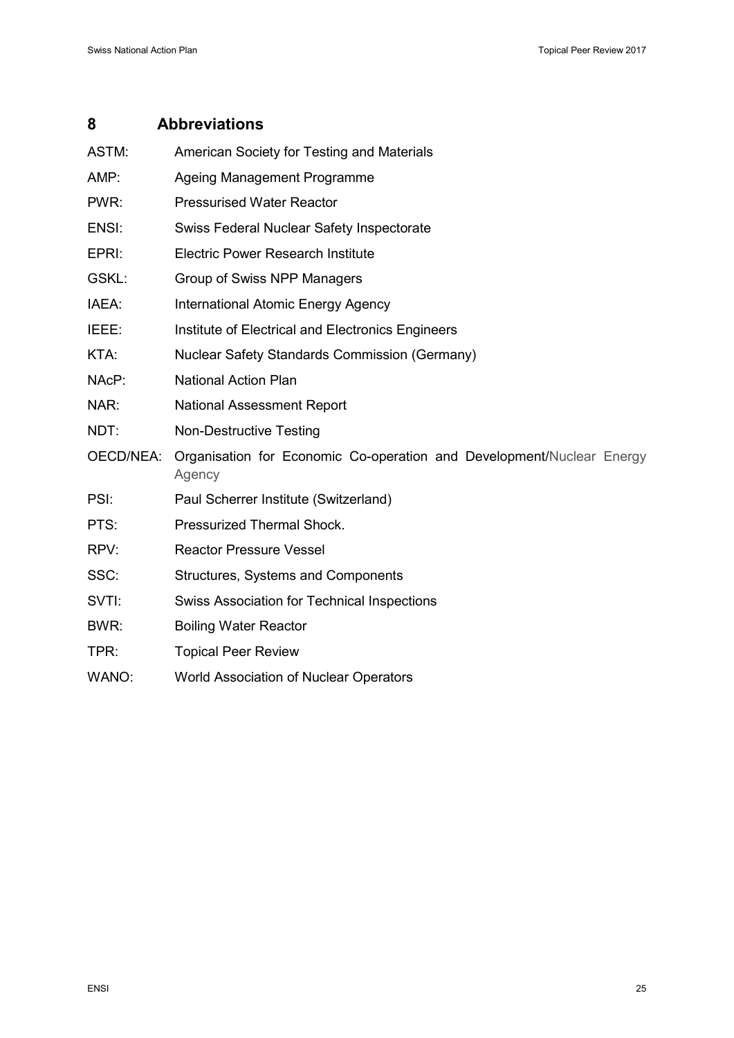# 8 Abbreviations

| | |
|---|---|
| ASTM: | American Society for Testing and Materials |
| AMP: | Ageing Management Programme |
| PWR: | Pressurised Water Reactor |
| ENSI: | Swiss Federal Nuclear Safety Inspectorate |
| EPRI: | Electric Power Research Institute |
| GSKL: | Group of Swiss NPP Managers |
| IAEA: | International Atomic Energy Agency |
| IEEE: | Institute of Electrical and Electronics Engineers |
| KTA: | Nuclear Safety Standards Commission (Germany) |
| NAcP: | National Action Plan |
| NAR: | National Assessment Report |
| NDT: | Non-Destructive Testing |
| OECD/NEA: | Organisation for Economic Co-operation and Development/Nuclear Energy Agency |
| PSI: | Paul Scherrer Institute (Switzerland) |
| PTS: | Pressurized Thermal Shock. |
| RPV: | Reactor Pressure Vessel |
| SSC: | Structures, Systems and Components |
| SVTI: | Swiss Association for Technical Inspections |
| BWR: | Boiling Water Reactor |
| TPR: | Topical Peer Review |
| WANO: | World Association of Nuclear Operators |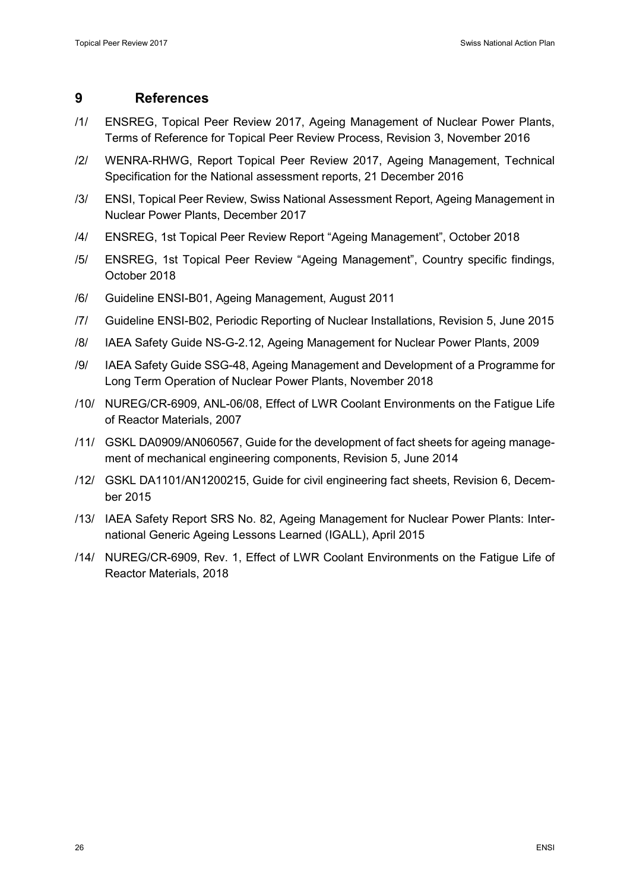# 9 References

/1/ ENSREG, Topical Peer Review 2017, Ageing Management of Nuclear Power Plants, Terms of Reference for Topical Peer Review Process, Revision 3, November 2016

/2/ WENRA-RHWG, Report Topical Peer Review 2017, Ageing Management, Technical Specification for the National assessment reports, 21 December 2016

/3/ ENSI, Topical Peer Review, Swiss National Assessment Report, Ageing Management in Nuclear Power Plants, December 2017

/4/ ENSREG, 1st Topical Peer Review Report "Ageing Management", October 2018

/5/ ENSREG, 1st Topical Peer Review "Ageing Management", Country specific findings, October 2018

/6/ Guideline ENSI-B01, Ageing Management, August 2011

/7/ Guideline ENSI-B02, Periodic Reporting of Nuclear Installations, Revision 5, June 2015

/8/ IAEA Safety Guide NS-G-2.12, Ageing Management for Nuclear Power Plants, 2009

/9/ IAEA Safety Guide SSG-48, Ageing Management and Development of a Programme for Long Term Operation of Nuclear Power Plants, November 2018

/10/ NUREG/CR-6909, ANL-06/08, Effect of LWR Coolant Environments on the Fatigue Life of Reactor Materials, 2007

/11/ GSKL DA0909/AN060567, Guide for the development of fact sheets for ageing management of mechanical engineering components, Revision 5, June 2014

/12/ GSKL DA1101/AN1200215, Guide for civil engineering fact sheets, Revision 6, December 2015

/13/ IAEA Safety Report SRS No. 82, Ageing Management for Nuclear Power Plants: International Generic Ageing Lessons Learned (IGALL), April 2015

/14/ NUREG/CR-6909, Rev. 1, Effect of LWR Coolant Environments on the Fatigue Life of Reactor Materials, 2018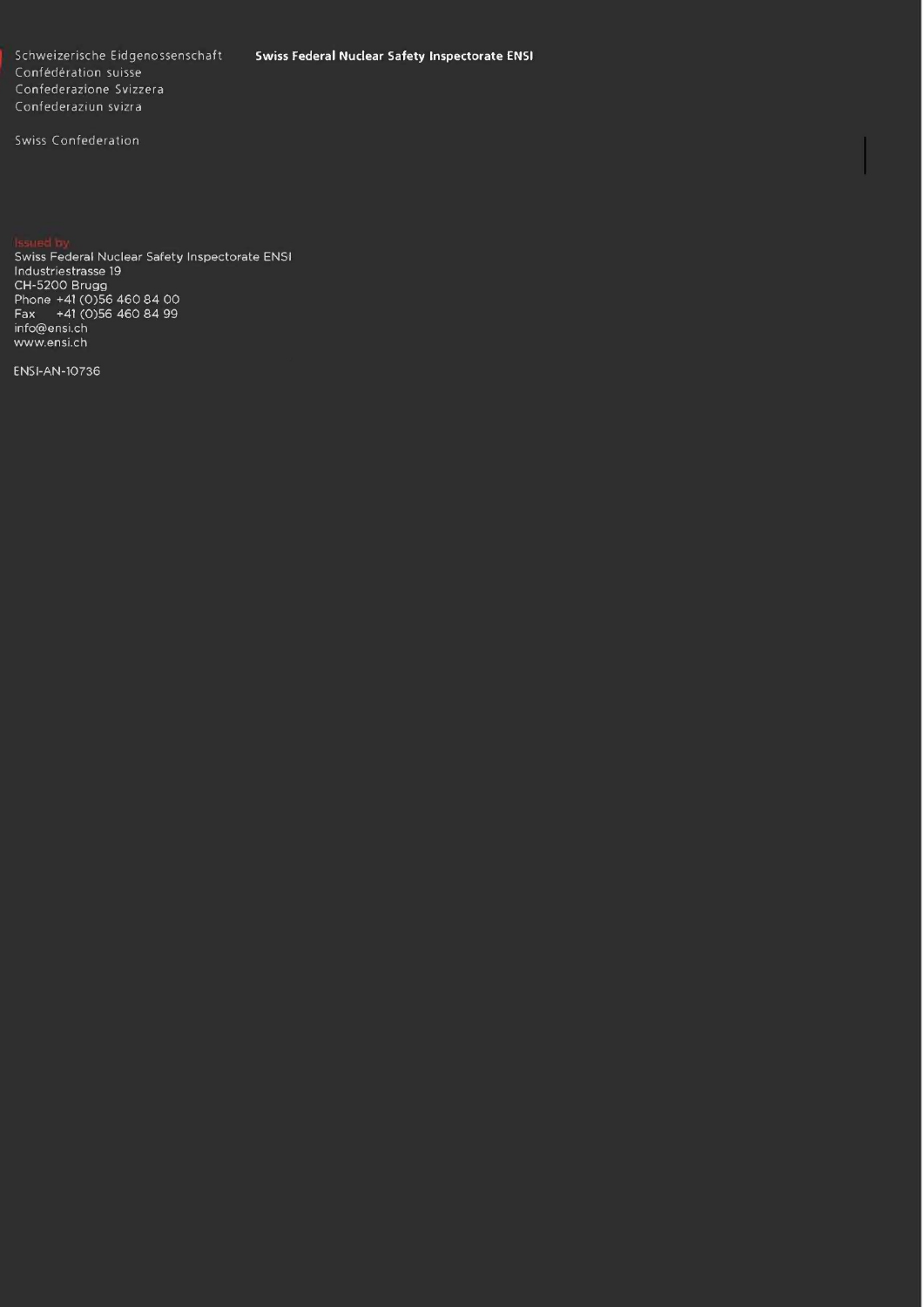Schweizerische Eidgenossenschaft
Confédération suisse
Confederazione Svizzera
Confederaziun svizra

Swiss Confederation

**Swiss Federal Nuclear Safety Inspectorate ENSI**

Issued by
Swiss Federal Nuclear Safety Inspectorate ENSI
Industriestrasse 19
CH-5200 Brugg
Phone +41 (0)56 460 84 00
Fax +41 (0)56 460 84 99
info@ensi.ch
www.ensi.ch

ENSI-AN-10736